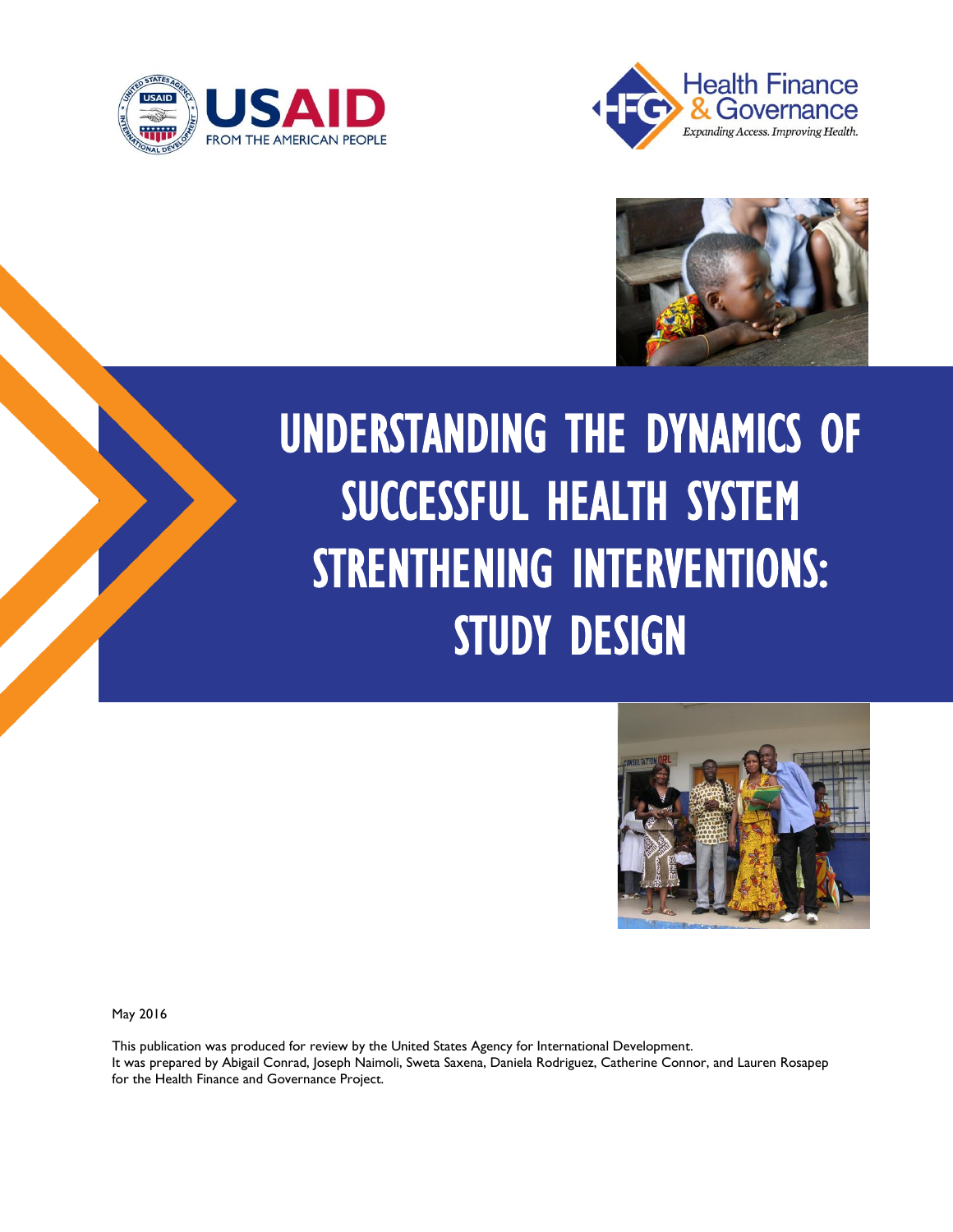# UNDERSTANDING THE DYNAMICS OF SUCCESSFUL HEALTH SYSTEM STRENTHENING INTERVENTIONS: STUDY DESIGN

May 2016

This publication was produced for review by the United States Agency for International Development. It was prepared by Abigail Conrad, Joseph Naimoli, Sweta Saxena, Daniela Rodriguez, Catherine Connor, and Lauren Rosapep for the Health Finance and Governance Project.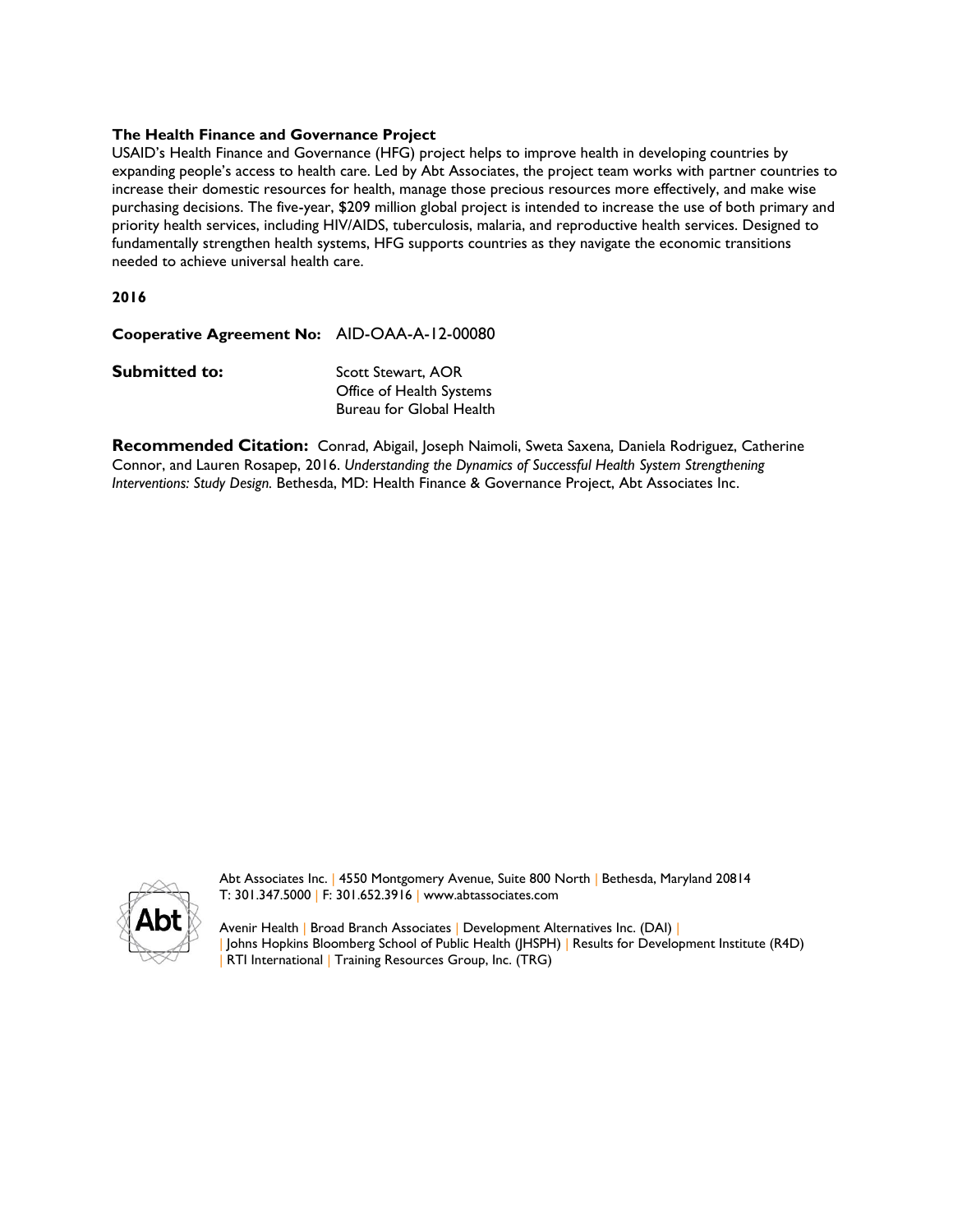**The Health Finance and Governance Project**

USAID's Health Finance and Governance (HFG) project helps to improve health in developing countries by expanding people's access to health care. Led by Abt Associates, the project team works with partner countries to increase their domestic resources for health, manage those precious resources more effectively, and make wise purchasing decisions. The five-year, $209 million global project is intended to increase the use of both primary and priority health services, including HIV/AIDS, tuberculosis, malaria, and reproductive health services. Designed to fundamentally strengthen health systems, HFG supports countries as they navigate the economic transitions needed to achieve universal health care.

**2016**

**Cooperative Agreement No:** AID-OAA-A-12-00080

**Submitted to:** Scott Stewart, AOR
Office of Health Systems
Bureau for Global Health

**Recommended Citation:** Conrad, Abigail, Joseph Naimoli, Sweta Saxena, Daniela Rodriguez, Catherine Connor, and Lauren Rosapep, 2016. *Understanding the Dynamics of Successful Health System Strengthening Interventions: Study Design.* Bethesda, MD: Health Finance & Governance Project, Abt Associates Inc.

Abt Associates Inc. | 4550 Montgomery Avenue, Suite 800 North | Bethesda, Maryland 20814
T: 301.347.5000 | F: 301.652.3916 | www.abtassociates.com

Avenir Health | Broad Branch Associates | Development Alternatives Inc. (DAI) | | Johns Hopkins Bloomberg School of Public Health (JHSPH) | Results for Development Institute (R4D) | RTI International | Training Resources Group, Inc. (TRG)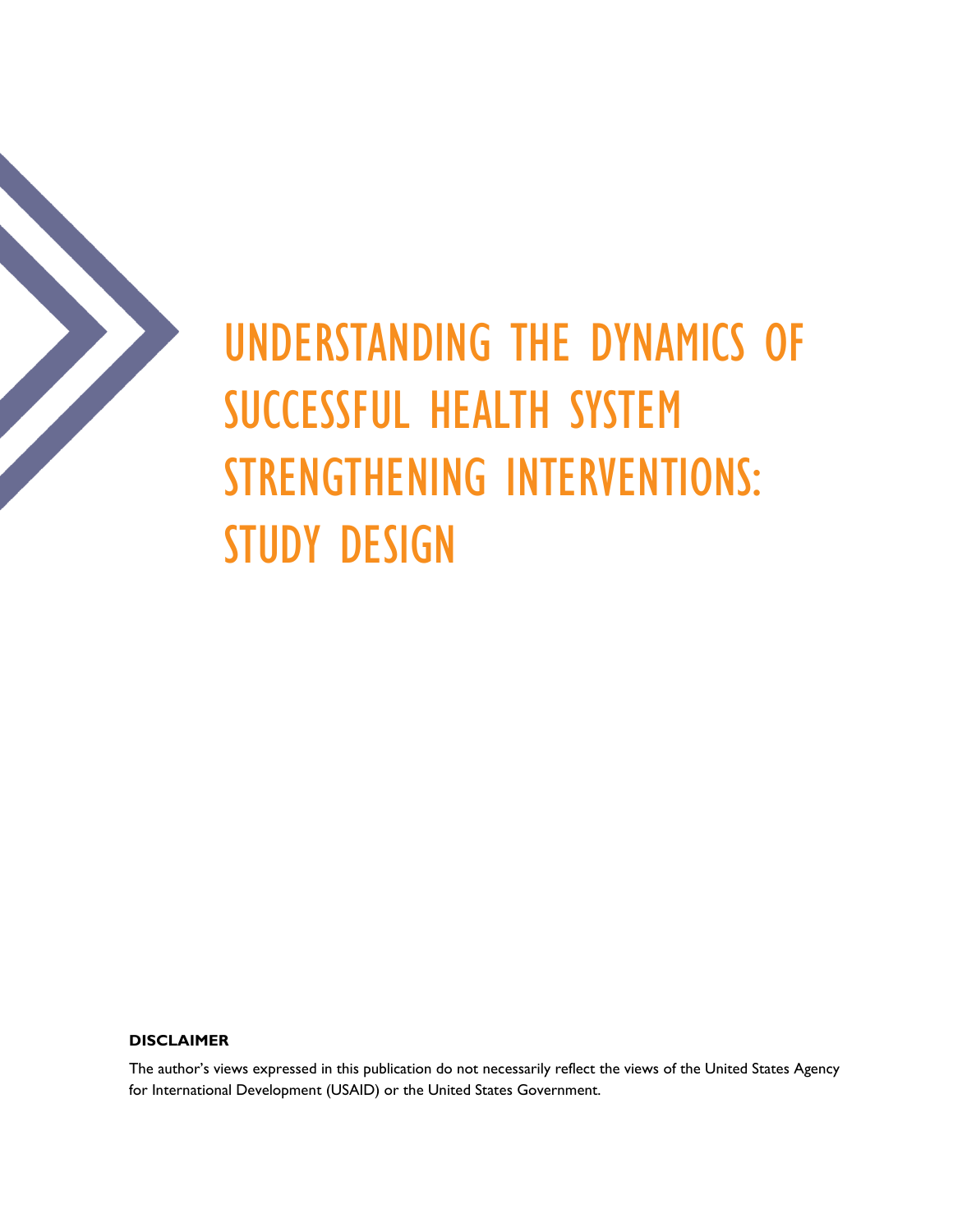# UNDERSTANDING THE DYNAMICS OF SUCCESSFUL HEALTH SYSTEM STRENGTHENING INTERVENTIONS: STUDY DESIGN

**DISCLAIMER**

The author's views expressed in this publication do not necessarily reflect the views of the United States Agency for International Development (USAID) or the United States Government.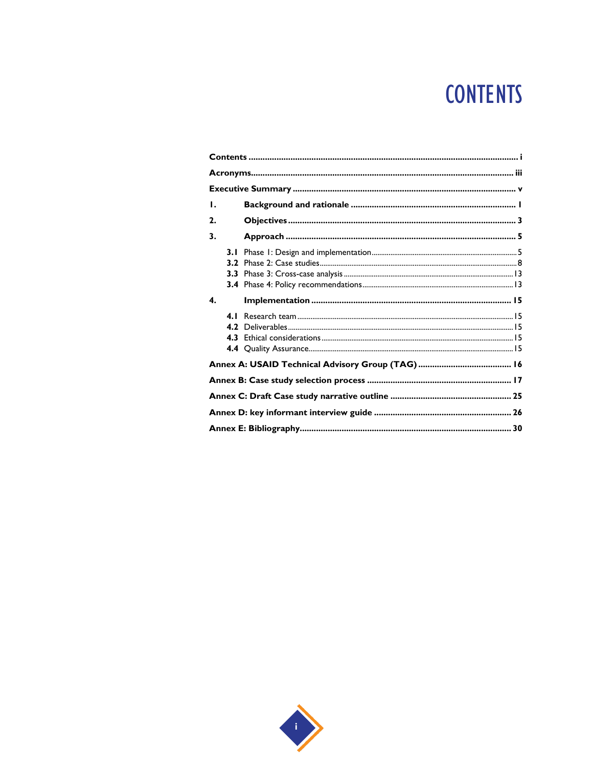# CONTENTS

Contents ..................................................................................................................... i

Acronyms....................................................................................................................... iii

Executive Summary ....................................................................................................... v

1. Background and rationale ....................................................................................... 1

2. Objectives .................................................................................................................. 3

3. Approach ................................................................................................................... 5

- 3.1 Phase 1: Design and implementation ....................................................................... 5
- 3.2 Phase 2: Case studies ................................................................................................ 8
- 3.3 Phase 3: Cross-case analysis ..................................................................................... 13
- 3.4 Phase 4: Policy recommendations ........................................................................... 13

4. Implementation ......................................................................................................... 15

- 4.1 Research team .......................................................................................................... 15
- 4.2 Deliverables .............................................................................................................. 15
- 4.3 Ethical considerations ............................................................................................. 15
- 4.4 Quality Assurance .................................................................................................... 15

Annex A: USAID Technical Advisory Group (TAG) ......................................................... 16

Annex B: Case study selection process ............................................................................ 17

Annex C: Draft Case study narrative outline ................................................................... 25

Annex D: key informant interview guide ......................................................................... 26

Annex E: Bibliography ...................................................................................................... 30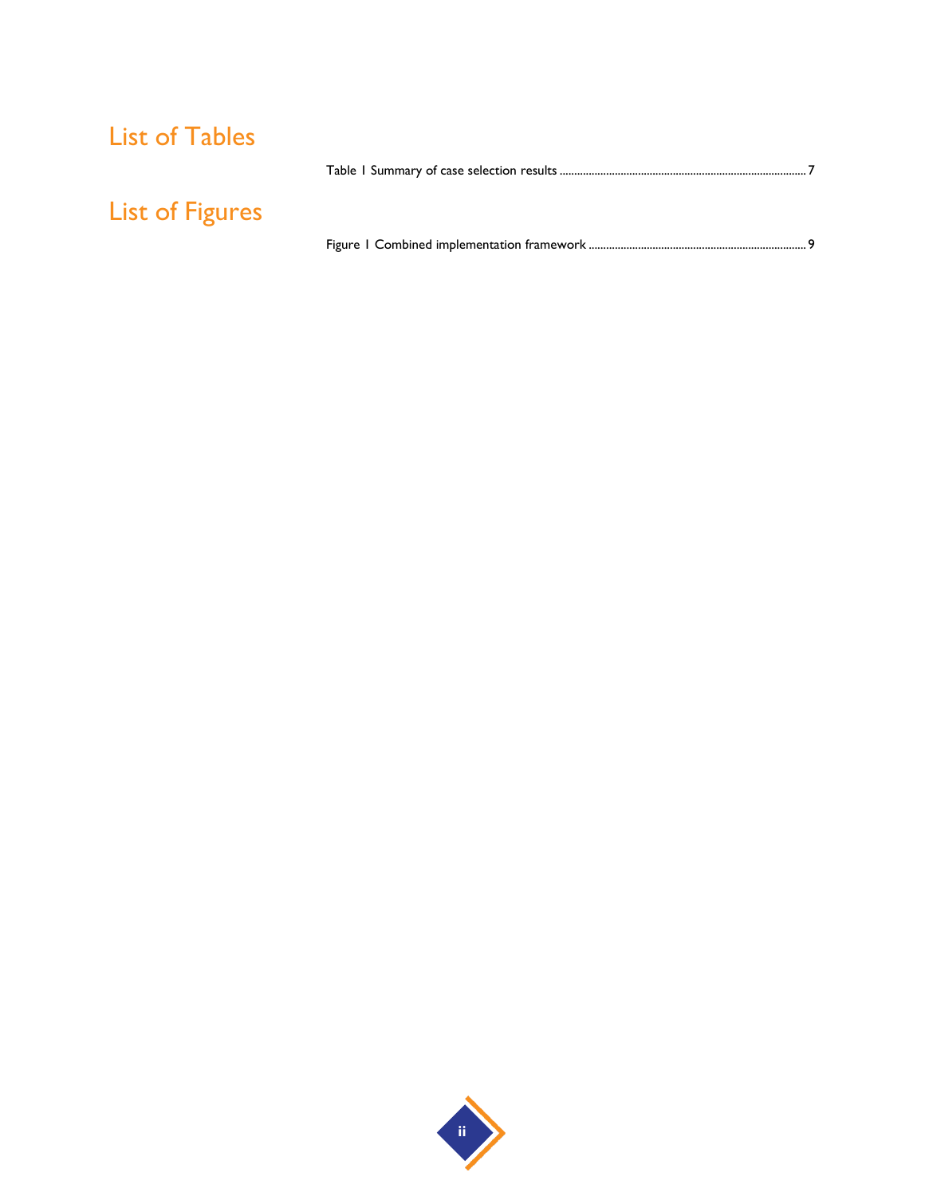# List of Tables

Table 1 Summary of case selection results ..................................................................................... 7

# List of Figures

Figure 1 Combined implementation framework ............................................................................ 9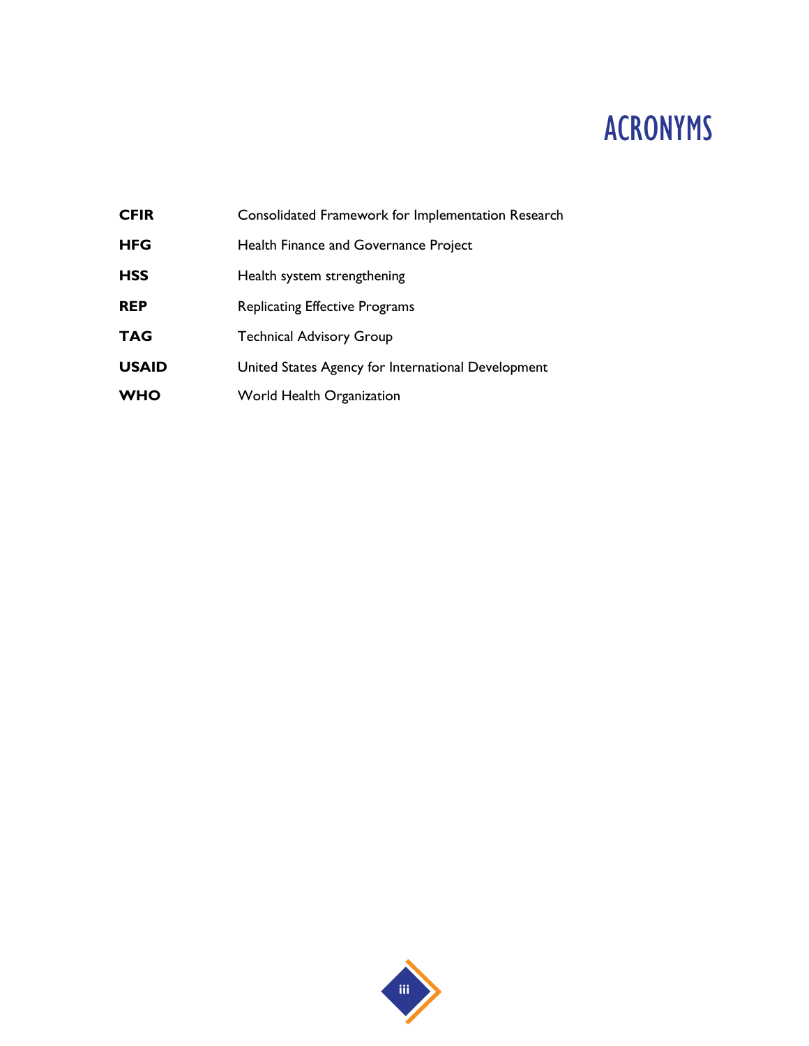# ACRONYMS

| | |
|---|---|
| **CFIR** | Consolidated Framework for Implementation Research |
| **HFG** | Health Finance and Governance Project |
| **HSS** | Health system strengthening |
| **REP** | Replicating Effective Programs |
| **TAG** | Technical Advisory Group |
| **USAID** | United States Agency for International Development |
| **WHO** | World Health Organization |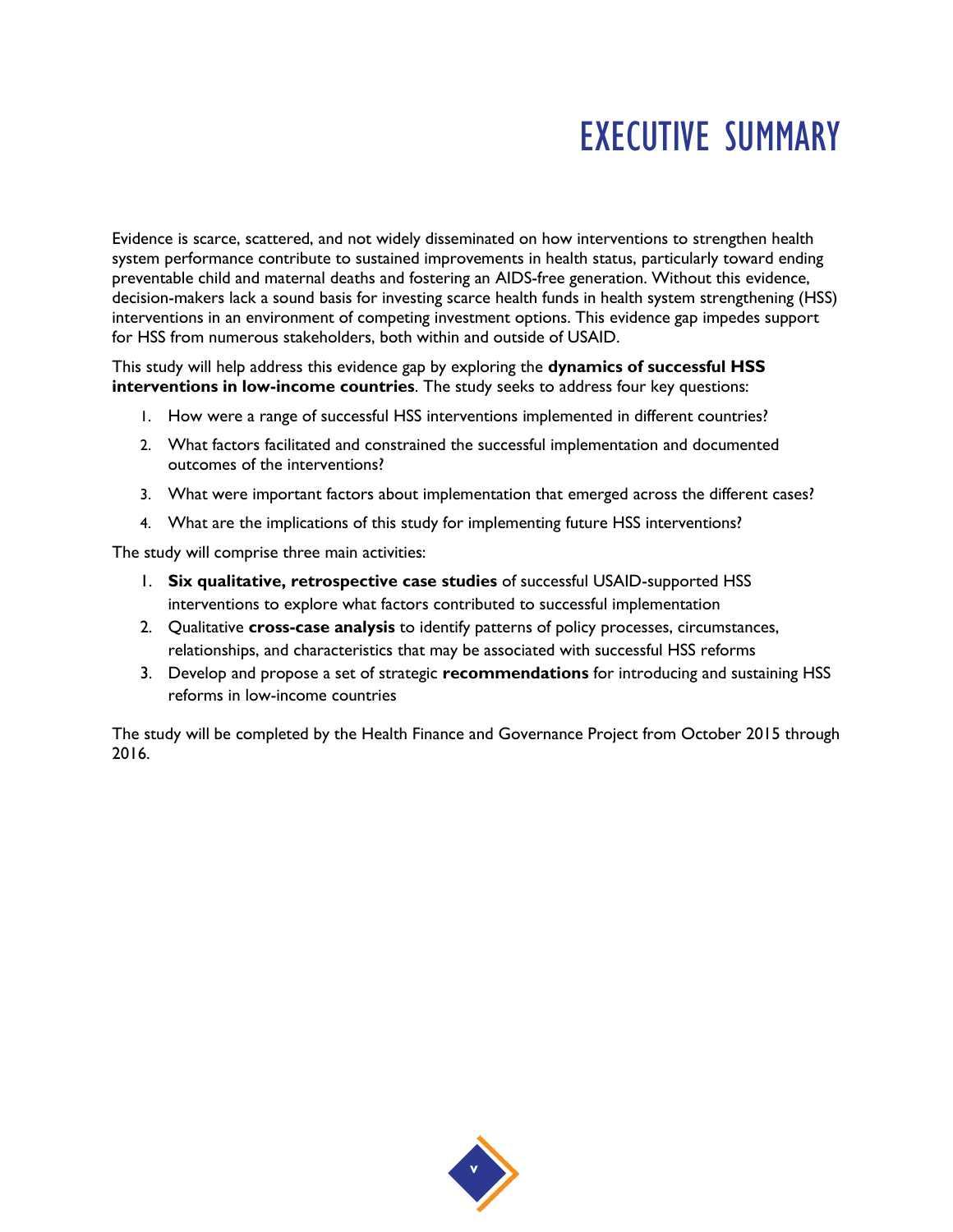# EXECUTIVE SUMMARY

Evidence is scarce, scattered, and not widely disseminated on how interventions to strengthen health system performance contribute to sustained improvements in health status, particularly toward ending preventable child and maternal deaths and fostering an AIDS-free generation. Without this evidence, decision-makers lack a sound basis for investing scarce health funds in health system strengthening (HSS) interventions in an environment of competing investment options. This evidence gap impedes support for HSS from numerous stakeholders, both within and outside of USAID.

This study will help address this evidence gap by exploring the **dynamics of successful HSS interventions in low-income countries**. The study seeks to address four key questions:

1. How were a range of successful HSS interventions implemented in different countries?
2. What factors facilitated and constrained the successful implementation and documented outcomes of the interventions?
3. What were important factors about implementation that emerged across the different cases?
4. What are the implications of this study for implementing future HSS interventions?

The study will comprise three main activities:

1. **Six qualitative, retrospective case studies** of successful USAID-supported HSS interventions to explore what factors contributed to successful implementation
2. Qualitative **cross-case analysis** to identify patterns of policy processes, circumstances, relationships, and characteristics that may be associated with successful HSS reforms
3. Develop and propose a set of strategic **recommendations** for introducing and sustaining HSS reforms in low-income countries

The study will be completed by the Health Finance and Governance Project from October 2015 through 2016.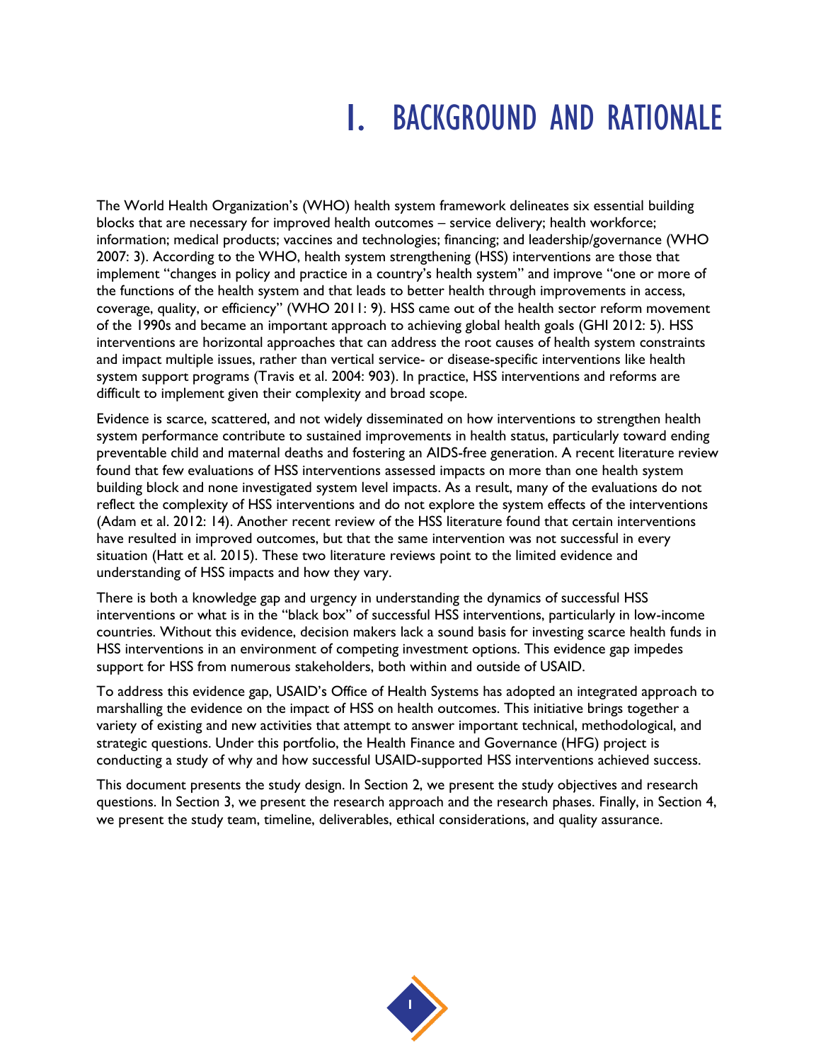# 1. BACKGROUND AND RATIONALE

The World Health Organization's (WHO) health system framework delineates six essential building blocks that are necessary for improved health outcomes – service delivery; health workforce; information; medical products; vaccines and technologies; financing; and leadership/governance (WHO 2007: 3). According to the WHO, health system strengthening (HSS) interventions are those that implement "changes in policy and practice in a country's health system" and improve "one or more of the functions of the health system and that leads to better health through improvements in access, coverage, quality, or efficiency" (WHO 2011: 9). HSS came out of the health sector reform movement of the 1990s and became an important approach to achieving global health goals (GHI 2012: 5). HSS interventions are horizontal approaches that can address the root causes of health system constraints and impact multiple issues, rather than vertical service- or disease-specific interventions like health system support programs (Travis et al. 2004: 903). In practice, HSS interventions and reforms are difficult to implement given their complexity and broad scope.

Evidence is scarce, scattered, and not widely disseminated on how interventions to strengthen health system performance contribute to sustained improvements in health status, particularly toward ending preventable child and maternal deaths and fostering an AIDS-free generation. A recent literature review found that few evaluations of HSS interventions assessed impacts on more than one health system building block and none investigated system level impacts. As a result, many of the evaluations do not reflect the complexity of HSS interventions and do not explore the system effects of the interventions (Adam et al. 2012: 14). Another recent review of the HSS literature found that certain interventions have resulted in improved outcomes, but that the same intervention was not successful in every situation (Hatt et al. 2015). These two literature reviews point to the limited evidence and understanding of HSS impacts and how they vary.

There is both a knowledge gap and urgency in understanding the dynamics of successful HSS interventions or what is in the "black box" of successful HSS interventions, particularly in low-income countries. Without this evidence, decision makers lack a sound basis for investing scarce health funds in HSS interventions in an environment of competing investment options. This evidence gap impedes support for HSS from numerous stakeholders, both within and outside of USAID.

To address this evidence gap, USAID's Office of Health Systems has adopted an integrated approach to marshalling the evidence on the impact of HSS on health outcomes. This initiative brings together a variety of existing and new activities that attempt to answer important technical, methodological, and strategic questions. Under this portfolio, the Health Finance and Governance (HFG) project is conducting a study of why and how successful USAID-supported HSS interventions achieved success.

This document presents the study design. In Section 2, we present the study objectives and research questions. In Section 3, we present the research approach and the research phases. Finally, in Section 4, we present the study team, timeline, deliverables, ethical considerations, and quality assurance.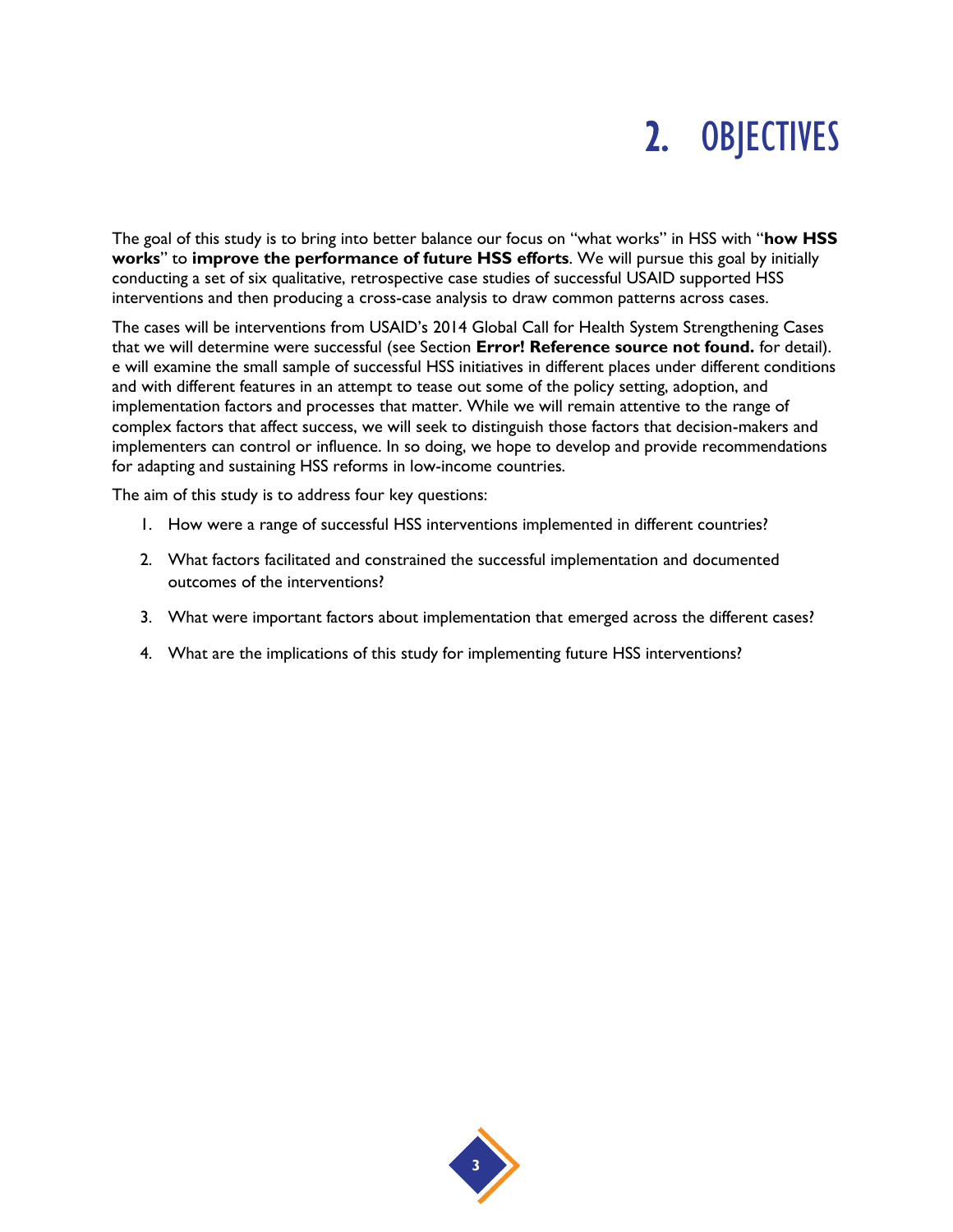# 2. OBJECTIVES

The goal of this study is to bring into better balance our focus on "what works" in HSS with "**how HSS works**" to **improve the performance of future HSS efforts**. We will pursue this goal by initially conducting a set of six qualitative, retrospective case studies of successful USAID supported HSS interventions and then producing a cross-case analysis to draw common patterns across cases.

The cases will be interventions from USAID's 2014 Global Call for Health System Strengthening Cases that we will determine were successful (see Section **Error! Reference source not found.** for detail). e will examine the small sample of successful HSS initiatives in different places under different conditions and with different features in an attempt to tease out some of the policy setting, adoption, and implementation factors and processes that matter. While we will remain attentive to the range of complex factors that affect success, we will seek to distinguish those factors that decision-makers and implementers can control or influence. In so doing, we hope to develop and provide recommendations for adapting and sustaining HSS reforms in low-income countries.

The aim of this study is to address four key questions:

1. How were a range of successful HSS interventions implemented in different countries?
2. What factors facilitated and constrained the successful implementation and documented outcomes of the interventions?
3. What were important factors about implementation that emerged across the different cases?
4. What are the implications of this study for implementing future HSS interventions?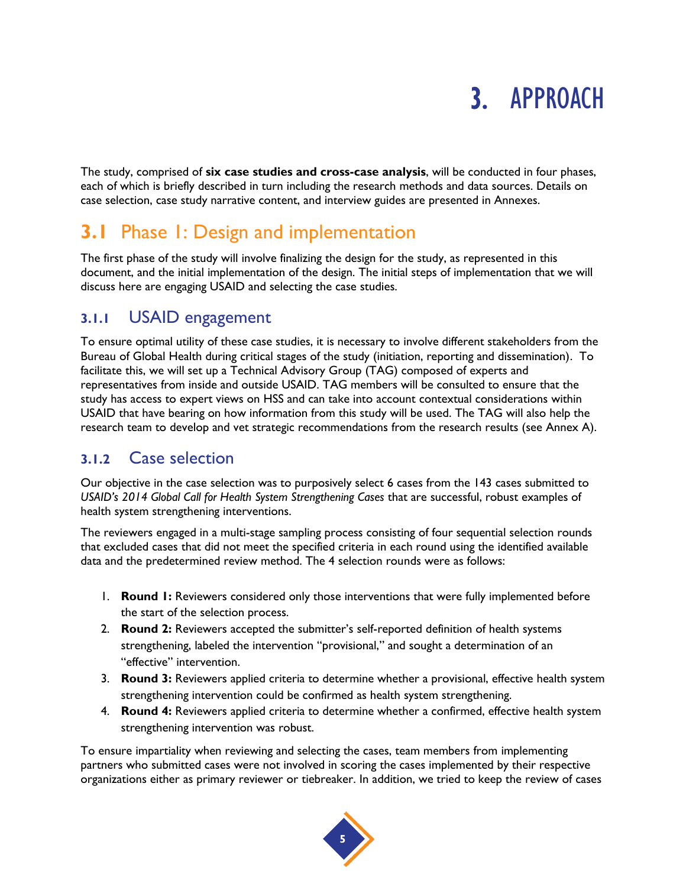# 3. APPROACH

The study, comprised of **six case studies and cross-case analysis**, will be conducted in four phases, each of which is briefly described in turn including the research methods and data sources. Details on case selection, case study narrative content, and interview guides are presented in Annexes.

## 3.1 Phase 1: Design and implementation

The first phase of the study will involve finalizing the design for the study, as represented in this document, and the initial implementation of the design. The initial steps of implementation that we will discuss here are engaging USAID and selecting the case studies.

### 3.1.1 USAID engagement

To ensure optimal utility of these case studies, it is necessary to involve different stakeholders from the Bureau of Global Health during critical stages of the study (initiation, reporting and dissemination). To facilitate this, we will set up a Technical Advisory Group (TAG) composed of experts and representatives from inside and outside USAID. TAG members will be consulted to ensure that the study has access to expert views on HSS and can take into account contextual considerations within USAID that have bearing on how information from this study will be used. The TAG will also help the research team to develop and vet strategic recommendations from the research results (see Annex A).

### 3.1.2 Case selection

Our objective in the case selection was to purposively select 6 cases from the 143 cases submitted to *USAID's 2014 Global Call for Health System Strengthening Cases* that are successful, robust examples of health system strengthening interventions.

The reviewers engaged in a multi-stage sampling process consisting of four sequential selection rounds that excluded cases that did not meet the specified criteria in each round using the identified available data and the predetermined review method. The 4 selection rounds were as follows:

1. **Round 1:** Reviewers considered only those interventions that were fully implemented before the start of the selection process.
2. **Round 2:** Reviewers accepted the submitter's self-reported definition of health systems strengthening, labeled the intervention "provisional," and sought a determination of an "effective" intervention.
3. **Round 3:** Reviewers applied criteria to determine whether a provisional, effective health system strengthening intervention could be confirmed as health system strengthening.
4. **Round 4:** Reviewers applied criteria to determine whether a confirmed, effective health system strengthening intervention was robust.

To ensure impartiality when reviewing and selecting the cases, team members from implementing partners who submitted cases were not involved in scoring the cases implemented by their respective organizations either as primary reviewer or tiebreaker. In addition, we tried to keep the review of cases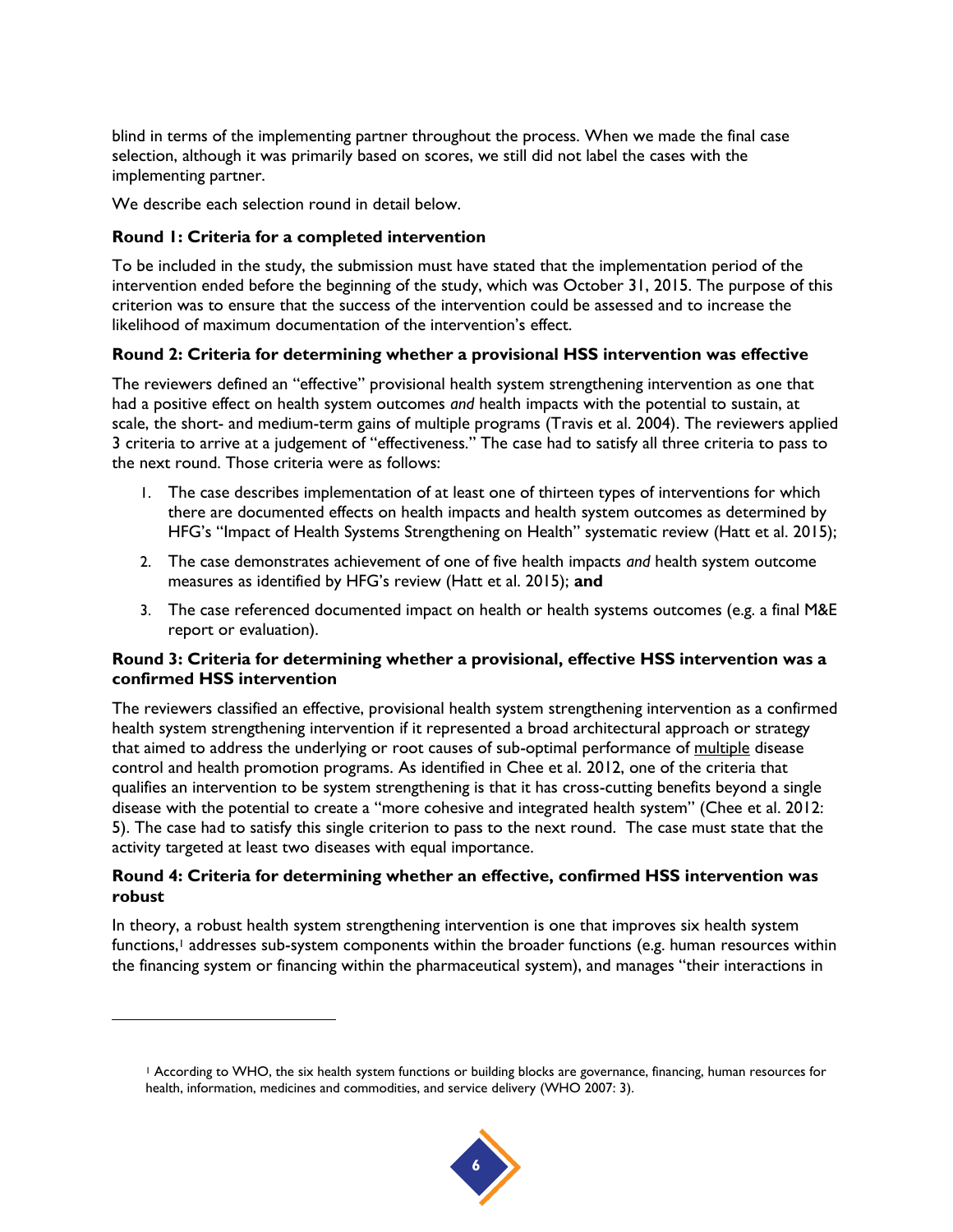blind in terms of the implementing partner throughout the process. When we made the final case selection, although it was primarily based on scores, we still did not label the cases with the implementing partner.

We describe each selection round in detail below.

### Round 1: Criteria for a completed intervention

To be included in the study, the submission must have stated that the implementation period of the intervention ended before the beginning of the study, which was October 31, 2015. The purpose of this criterion was to ensure that the success of the intervention could be assessed and to increase the likelihood of maximum documentation of the intervention's effect.

### Round 2: Criteria for determining whether a provisional HSS intervention was effective

The reviewers defined an "effective" provisional health system strengthening intervention as one that had a positive effect on health system outcomes *and* health impacts with the potential to sustain, at scale, the short- and medium-term gains of multiple programs (Travis et al. 2004). The reviewers applied 3 criteria to arrive at a judgement of "effectiveness." The case had to satisfy all three criteria to pass to the next round. Those criteria were as follows:

1. The case describes implementation of at least one of thirteen types of interventions for which there are documented effects on health impacts and health system outcomes as determined by HFG's "Impact of Health Systems Strengthening on Health" systematic review (Hatt et al. 2015);
2. The case demonstrates achievement of one of five health impacts *and* health system outcome measures as identified by HFG's review (Hatt et al. 2015); **and**
3. The case referenced documented impact on health or health systems outcomes (e.g. a final M&E report or evaluation).

### Round 3: Criteria for determining whether a provisional, effective HSS intervention was a confirmed HSS intervention

The reviewers classified an effective, provisional health system strengthening intervention as a confirmed health system strengthening intervention if it represented a broad architectural approach or strategy that aimed to address the underlying or root causes of sub-optimal performance of multiple disease control and health promotion programs. As identified in Chee et al. 2012, one of the criteria that qualifies an intervention to be system strengthening is that it has cross-cutting benefits beyond a single disease with the potential to create a "more cohesive and integrated health system" (Chee et al. 2012: 5). The case had to satisfy this single criterion to pass to the next round. The case must state that the activity targeted at least two diseases with equal importance.

### Round 4: Criteria for determining whether an effective, confirmed HSS intervention was robust

In theory, a robust health system strengthening intervention is one that improves six health system functions,[1] addresses sub-system components within the broader functions (e.g. human resources within the financing system or financing within the pharmaceutical system), and manages "their interactions in

[1] According to WHO, the six health system functions or building blocks are governance, financing, human resources for health, information, medicines and commodities, and service delivery (WHO 2007: 3).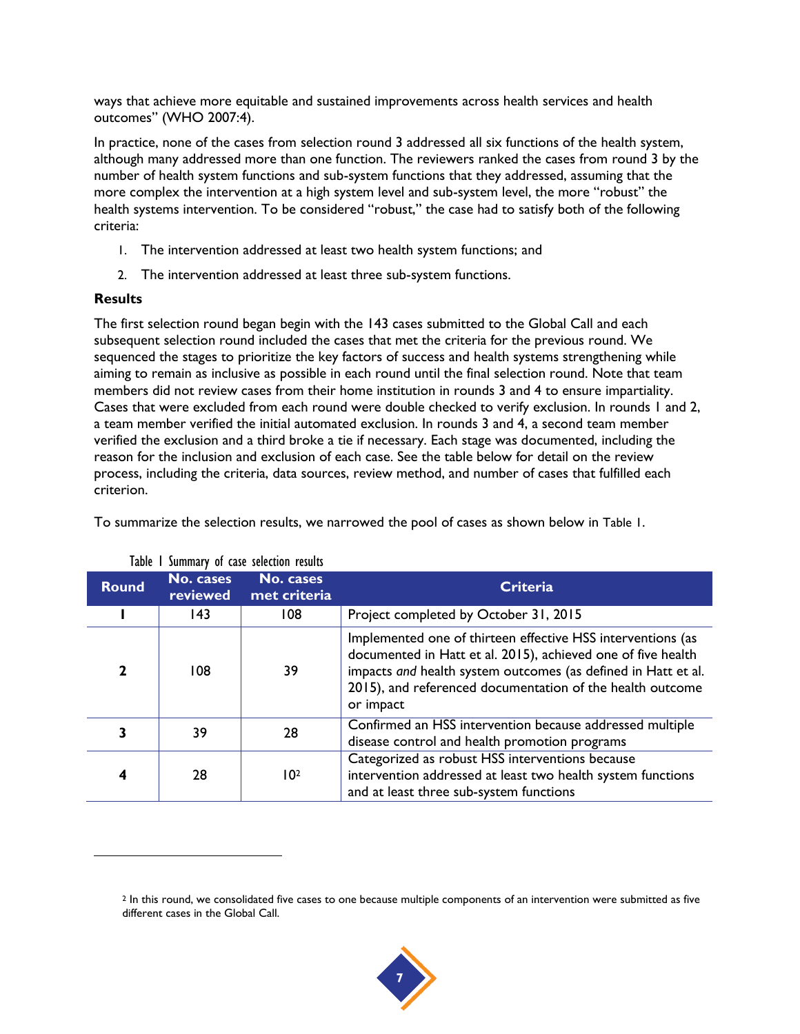ways that achieve more equitable and sustained improvements across health services and health outcomes" (WHO 2007:4).

In practice, none of the cases from selection round 3 addressed all six functions of the health system, although many addressed more than one function. The reviewers ranked the cases from round 3 by the number of health system functions and sub-system functions that they addressed, assuming that the more complex the intervention at a high system level and sub-system level, the more "robust" the health systems intervention. To be considered "robust," the case had to satisfy both of the following criteria:

1. The intervention addressed at least two health system functions; and
2. The intervention addressed at least three sub-system functions.

**Results**

The first selection round began begin with the 143 cases submitted to the Global Call and each subsequent selection round included the cases that met the criteria for the previous round. We sequenced the stages to prioritize the key factors of success and health systems strengthening while aiming to remain as inclusive as possible in each round until the final selection round. Note that team members did not review cases from their home institution in rounds 3 and 4 to ensure impartiality. Cases that were excluded from each round were double checked to verify exclusion. In rounds 1 and 2, a team member verified the initial automated exclusion. In rounds 3 and 4, a second team member verified the exclusion and a third broke a tie if necessary. Each stage was documented, including the reason for the inclusion and exclusion of each case. See the table below for detail on the review process, including the criteria, data sources, review method, and number of cases that fulfilled each criterion.

To summarize the selection results, we narrowed the pool of cases as shown below in Table 1.

Table 1 Summary of case selection results

| Round | No. cases reviewed | No. cases met criteria | Criteria |
|---|---|---|---|
| 1 | 143 | 108 | Project completed by October 31, 2015 |
| 2 | 108 | 39 | Implemented one of thirteen effective HSS interventions (as documented in Hatt et al. 2015), achieved one of five health impacts *and* health system outcomes (as defined in Hatt et al. 2015), and referenced documentation of the health outcome or impact |
| 3 | 39 | 28 | Confirmed an HSS intervention because addressed multiple disease control and health promotion programs |
| 4 | 28 | 10[2] | Categorized as robust HSS interventions because intervention addressed at least two health system functions and at least three sub-system functions |

[2] In this round, we consolidated five cases to one because multiple components of an intervention were submitted as five different cases in the Global Call.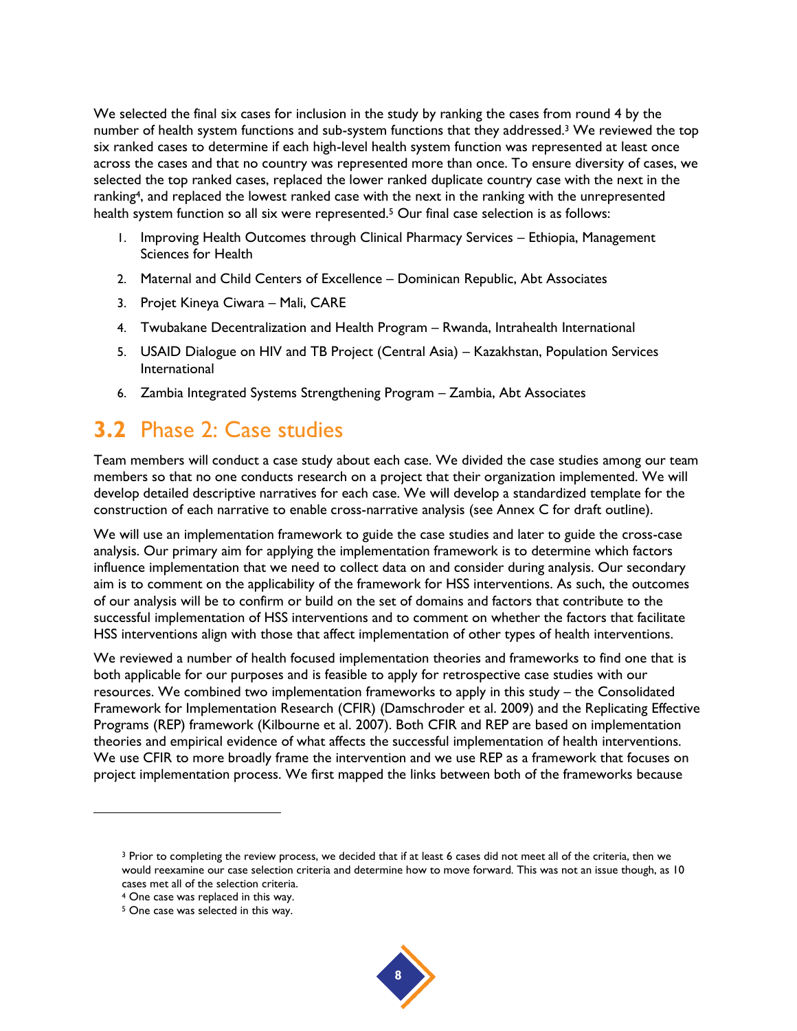We selected the final six cases for inclusion in the study by ranking the cases from round 4 by the number of health system functions and sub-system functions that they addressed.[3] We reviewed the top six ranked cases to determine if each high-level health system function was represented at least once across the cases and that no country was represented more than once. To ensure diversity of cases, we selected the top ranked cases, replaced the lower ranked duplicate country case with the next in the ranking[4], and replaced the lowest ranked case with the next in the ranking with the unrepresented health system function so all six were represented.[5] Our final case selection is as follows:

1. Improving Health Outcomes through Clinical Pharmacy Services – Ethiopia, Management Sciences for Health
2. Maternal and Child Centers of Excellence – Dominican Republic, Abt Associates
3. Projet Kineya Ciwara – Mali, CARE
4. Twubakane Decentralization and Health Program – Rwanda, Intrahealth International
5. USAID Dialogue on HIV and TB Project (Central Asia) – Kazakhstan, Population Services International
6. Zambia Integrated Systems Strengthening Program – Zambia, Abt Associates

## 3.2 Phase 2: Case studies

Team members will conduct a case study about each case. We divided the case studies among our team members so that no one conducts research on a project that their organization implemented. We will develop detailed descriptive narratives for each case. We will develop a standardized template for the construction of each narrative to enable cross-narrative analysis (see Annex C for draft outline).

We will use an implementation framework to guide the case studies and later to guide the cross-case analysis. Our primary aim for applying the implementation framework is to determine which factors influence implementation that we need to collect data on and consider during analysis. Our secondary aim is to comment on the applicability of the framework for HSS interventions. As such, the outcomes of our analysis will be to confirm or build on the set of domains and factors that contribute to the successful implementation of HSS interventions and to comment on whether the factors that facilitate HSS interventions align with those that affect implementation of other types of health interventions.

We reviewed a number of health focused implementation theories and frameworks to find one that is both applicable for our purposes and is feasible to apply for retrospective case studies with our resources. We combined two implementation frameworks to apply in this study – the Consolidated Framework for Implementation Research (CFIR) (Damschroder et al. 2009) and the Replicating Effective Programs (REP) framework (Kilbourne et al. 2007). Both CFIR and REP are based on implementation theories and empirical evidence of what affects the successful implementation of health interventions. We use CFIR to more broadly frame the intervention and we use REP as a framework that focuses on project implementation process. We first mapped the links between both of the frameworks because

---

[3] Prior to completing the review process, we decided that if at least 6 cases did not meet all of the criteria, then we would reexamine our case selection criteria and determine how to move forward. This was not an issue though, as 10 cases met all of the selection criteria.

[4] One case was replaced in this way.

[5] One case was selected in this way.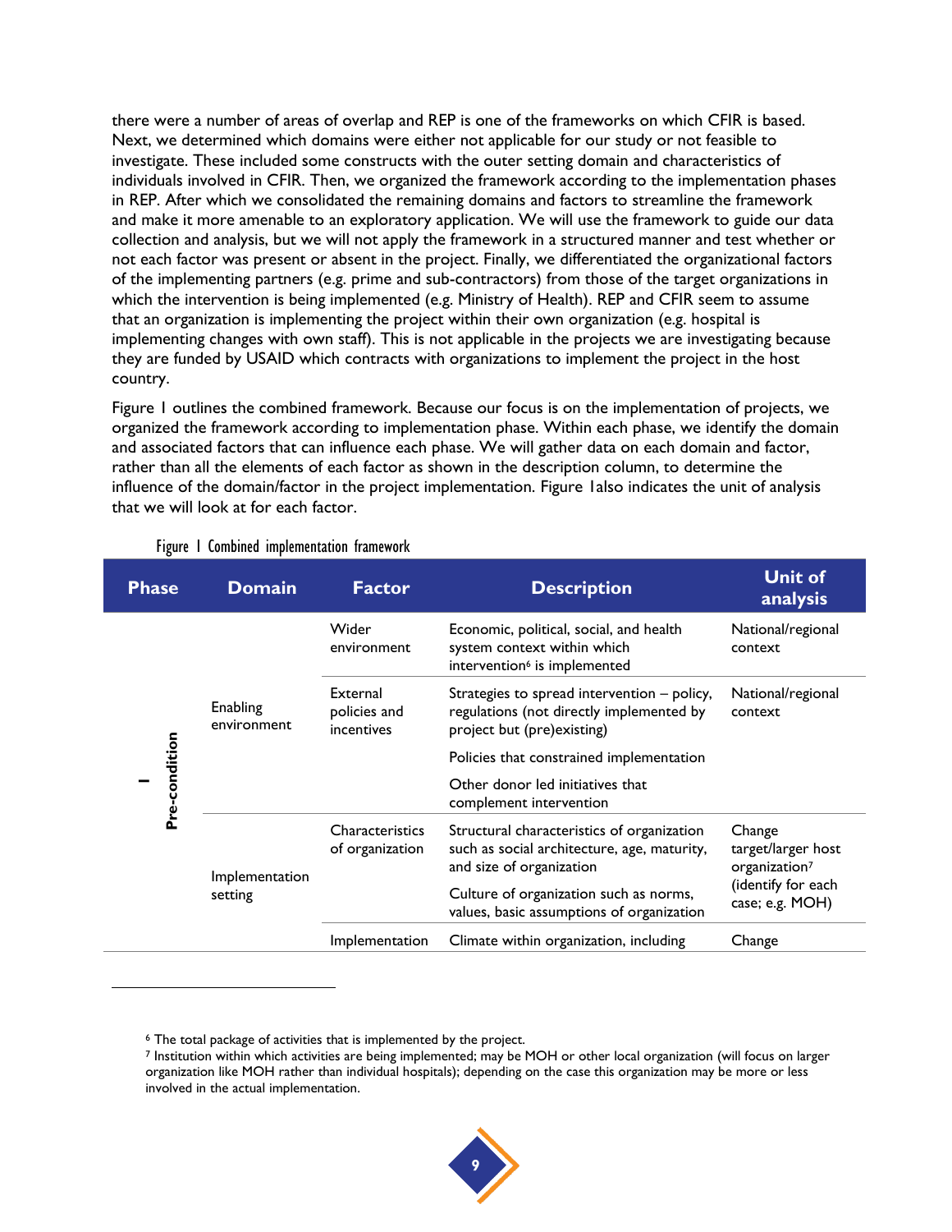there were a number of areas of overlap and REP is one of the frameworks on which CFIR is based. Next, we determined which domains were either not applicable for our study or not feasible to investigate. These included some constructs with the outer setting domain and characteristics of individuals involved in CFIR. Then, we organized the framework according to the implementation phases in REP. After which we consolidated the remaining domains and factors to streamline the framework and make it more amenable to an exploratory application. We will use the framework to guide our data collection and analysis, but we will not apply the framework in a structured manner and test whether or not each factor was present or absent in the project. Finally, we differentiated the organizational factors of the implementing partners (e.g. prime and sub-contractors) from those of the target organizations in which the intervention is being implemented (e.g. Ministry of Health). REP and CFIR seem to assume that an organization is implementing the project within their own organization (e.g. hospital is implementing changes with own staff). This is not applicable in the projects we are investigating because they are funded by USAID which contracts with organizations to implement the project in the host country.

Figure 1 outlines the combined framework. Because our focus is on the implementation of projects, we organized the framework according to implementation phase. Within each phase, we identify the domain and associated factors that can influence each phase. We will gather data on each domain and factor, rather than all the elements of each factor as shown in the description column, to determine the influence of the domain/factor in the project implementation. Figure 1also indicates the unit of analysis that we will look at for each factor.

Figure 1 Combined implementation framework

| Phase | Domain | Factor | Description | Unit of analysis |
|---|---|---|---|---|
| I Pre-condition | Enabling environment | Wider environment | Economic, political, social, and health system context within which intervention[6] is implemented | National/regional context |
| | | External policies and incentives | Strategies to spread intervention – policy, regulations (not directly implemented by project but (pre)existing) | National/regional context |
| | | | Policies that constrained implementation | |
| | | | Other donor led initiatives that complement intervention | |
| | Implementation setting | Characteristics of organization | Structural characteristics of organization such as social architecture, age, maturity, and size of organization | Change target/larger host organization[7] (identify for each case; e.g. MOH) |
| | | | Culture of organization such as norms, values, basic assumptions of organization | |
| | | Implementation | Climate within organization, including | Change |

[6] The total package of activities that is implemented by the project.

[7] Institution within which activities are being implemented; may be MOH or other local organization (will focus on larger organization like MOH rather than individual hospitals); depending on the case this organization may be more or less involved in the actual implementation.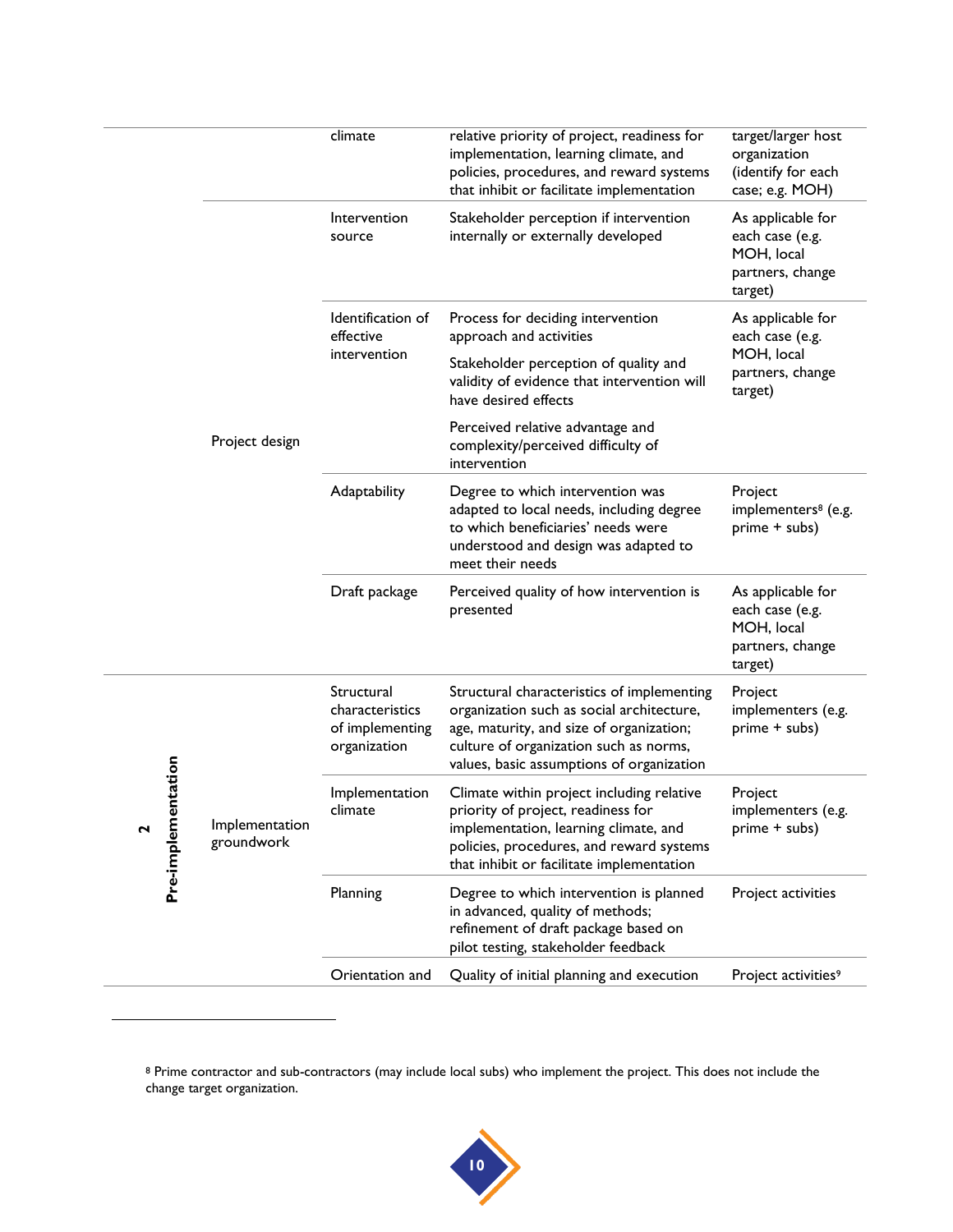| | | | | |
|---|---|---|---|---|
| | | climate | relative priority of project, readiness for implementation, learning climate, and policies, procedures, and reward systems that inhibit or facilitate implementation | target/larger host organization (identify for each case; e.g. MOH) |
| | Project design | Intervention source | Stakeholder perception if intervention internally or externally developed | As applicable for each case (e.g. MOH, local partners, change target) |
| | | Identification of effective intervention | Process for deciding intervention approach and activities<br><br>Stakeholder perception of quality and validity of evidence that intervention will have desired effects<br><br>Perceived relative advantage and complexity/perceived difficulty of intervention | As applicable for each case (e.g. MOH, local partners, change target) |
| | | Adaptability | Degree to which intervention was adapted to local needs, including degree to which beneficiaries' needs were understood and design was adapted to meet their needs | Project implementers[8] (e.g. prime + subs) |
| | | Draft package | Perceived quality of how intervention is presented | As applicable for each case (e.g. MOH, local partners, change target) |
| 2 Pre-implementation | Implementation groundwork | Structural characteristics of implementing organization | Structural characteristics of implementing organization such as social architecture, age, maturity, and size of organization; culture of organization such as norms, values, basic assumptions of organization | Project implementers (e.g. prime + subs) |
| | | Implementation climate | Climate within project including relative priority of project, readiness for implementation, learning climate, and policies, procedures, and reward systems that inhibit or facilitate implementation | Project implementers (e.g. prime + subs) |
| | | Planning | Degree to which intervention is planned in advanced, quality of methods; refinement of draft package based on pilot testing, stakeholder feedback | Project activities |
| | | Orientation and | Quality of initial planning and execution | Project activities[9] |

[8] Prime contractor and sub-contractors (may include local subs) who implement the project. This does not include the change target organization.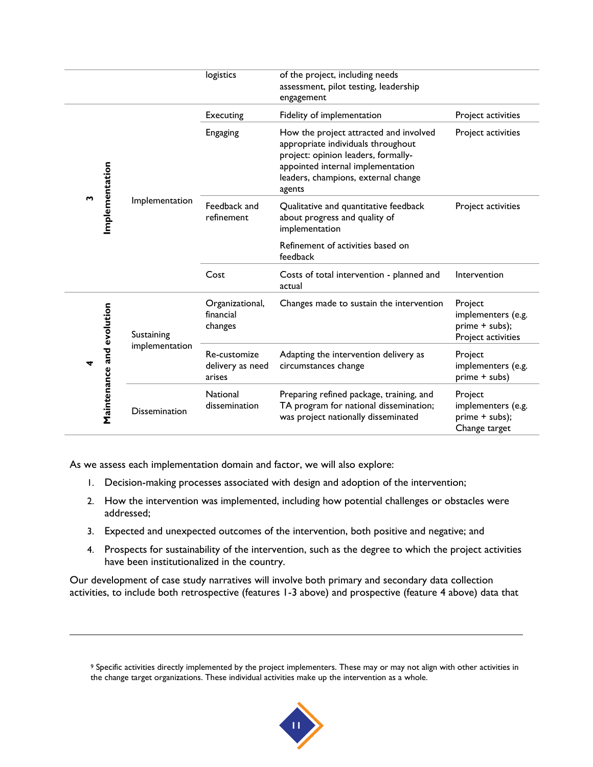| | | | | |
|---|---|---|---|---|
| | | logistics | of the project, including needs assessment, pilot testing, leadership engagement | |
| 3 Implementation | Implementation | Executing | Fidelity of implementation | Project activities |
| | | Engaging | How the project attracted and involved appropriate individuals throughout project: opinion leaders, formally-appointed internal implementation leaders, champions, external change agents | Project activities |
| | | Feedback and refinement | Qualitative and quantitative feedback about progress and quality of implementation<br><br>Refinement of activities based on feedback | Project activities |
| | | Cost | Costs of total intervention - planned and actual | Intervention |
| 4 Maintenance and evolution | Sustaining implementation | Organizational, financial changes | Changes made to sustain the intervention | Project implementers (e.g. prime + subs); Project activities |
| | | Re-customize delivery as need arises | Adapting the intervention delivery as circumstances change | Project implementers (e.g. prime + subs) |
| | Dissemination | National dissemination | Preparing refined package, training, and TA program for national dissemination; was project nationally disseminated | Project implementers (e.g. prime + subs); Change target |

As we assess each implementation domain and factor, we will also explore:

1. Decision-making processes associated with design and adoption of the intervention;
2. How the intervention was implemented, including how potential challenges or obstacles were addressed;
3. Expected and unexpected outcomes of the intervention, both positive and negative; and
4. Prospects for sustainability of the intervention, such as the degree to which the project activities have been institutionalized in the country.

Our development of case study narratives will involve both primary and secondary data collection activities, to include both retrospective (features 1-3 above) and prospective (feature 4 above) data that

---

[9] Specific activities directly implemented by the project implementers. These may or may not align with other activities in the change target organizations. These individual activities make up the intervention as a whole.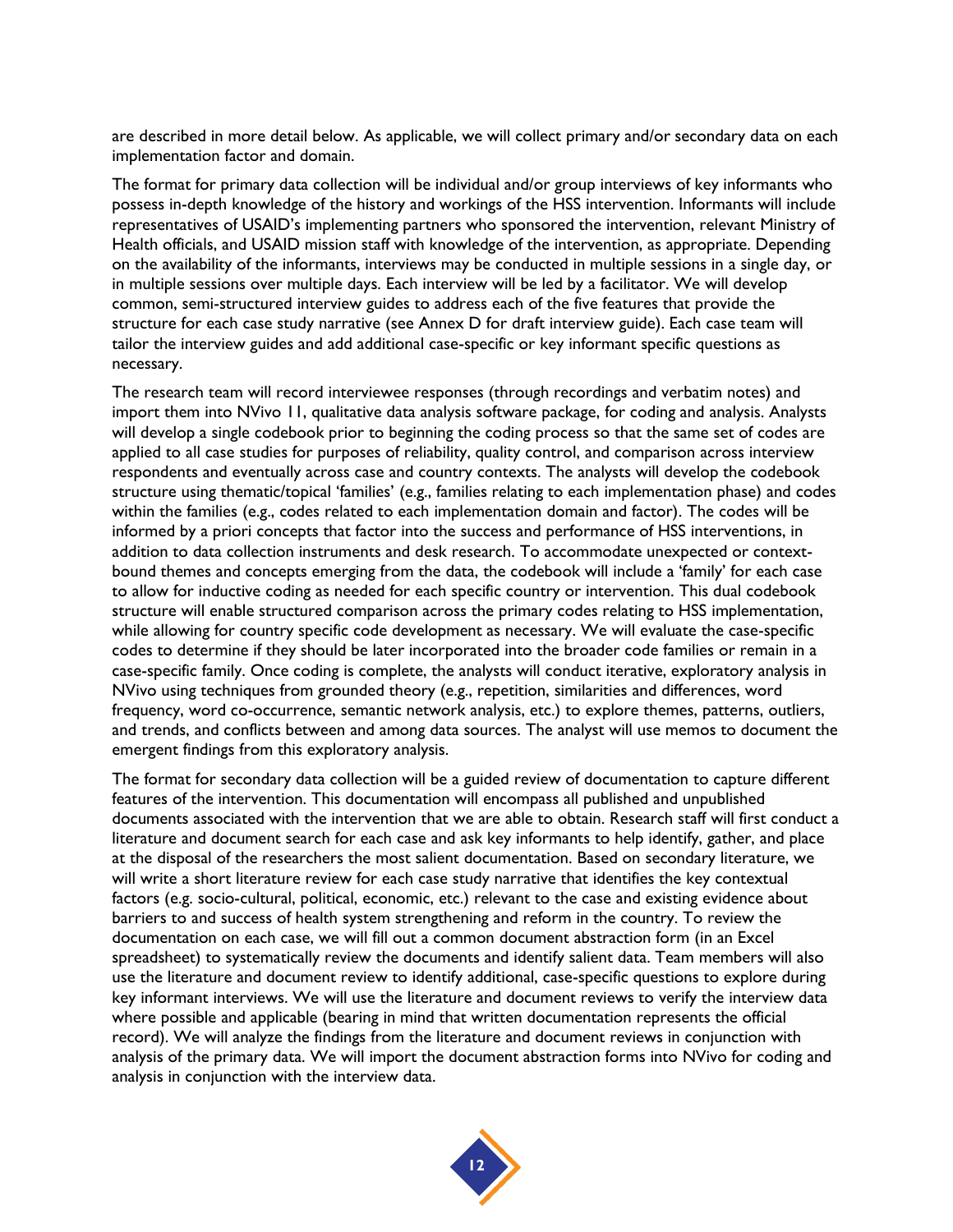are described in more detail below. As applicable, we will collect primary and/or secondary data on each implementation factor and domain.

The format for primary data collection will be individual and/or group interviews of key informants who possess in-depth knowledge of the history and workings of the HSS intervention. Informants will include representatives of USAID's implementing partners who sponsored the intervention, relevant Ministry of Health officials, and USAID mission staff with knowledge of the intervention, as appropriate. Depending on the availability of the informants, interviews may be conducted in multiple sessions in a single day, or in multiple sessions over multiple days. Each interview will be led by a facilitator. We will develop common, semi-structured interview guides to address each of the five features that provide the structure for each case study narrative (see Annex D for draft interview guide). Each case team will tailor the interview guides and add additional case-specific or key informant specific questions as necessary.

The research team will record interviewee responses (through recordings and verbatim notes) and import them into NVivo 11, qualitative data analysis software package, for coding and analysis. Analysts will develop a single codebook prior to beginning the coding process so that the same set of codes are applied to all case studies for purposes of reliability, quality control, and comparison across interview respondents and eventually across case and country contexts. The analysts will develop the codebook structure using thematic/topical 'families' (e.g., families relating to each implementation phase) and codes within the families (e.g., codes related to each implementation domain and factor). The codes will be informed by a priori concepts that factor into the success and performance of HSS interventions, in addition to data collection instruments and desk research. To accommodate unexpected or context-bound themes and concepts emerging from the data, the codebook will include a 'family' for each case to allow for inductive coding as needed for each specific country or intervention. This dual codebook structure will enable structured comparison across the primary codes relating to HSS implementation, while allowing for country specific code development as necessary. We will evaluate the case-specific codes to determine if they should be later incorporated into the broader code families or remain in a case-specific family. Once coding is complete, the analysts will conduct iterative, exploratory analysis in NVivo using techniques from grounded theory (e.g., repetition, similarities and differences, word frequency, word co-occurrence, semantic network analysis, etc.) to explore themes, patterns, outliers, and trends, and conflicts between and among data sources. The analyst will use memos to document the emergent findings from this exploratory analysis.

The format for secondary data collection will be a guided review of documentation to capture different features of the intervention. This documentation will encompass all published and unpublished documents associated with the intervention that we are able to obtain. Research staff will first conduct a literature and document search for each case and ask key informants to help identify, gather, and place at the disposal of the researchers the most salient documentation. Based on secondary literature, we will write a short literature review for each case study narrative that identifies the key contextual factors (e.g. socio-cultural, political, economic, etc.) relevant to the case and existing evidence about barriers to and success of health system strengthening and reform in the country. To review the documentation on each case, we will fill out a common document abstraction form (in an Excel spreadsheet) to systematically review the documents and identify salient data. Team members will also use the literature and document review to identify additional, case-specific questions to explore during key informant interviews. We will use the literature and document reviews to verify the interview data where possible and applicable (bearing in mind that written documentation represents the official record). We will analyze the findings from the literature and document reviews in conjunction with analysis of the primary data. We will import the document abstraction forms into NVivo for coding and analysis in conjunction with the interview data.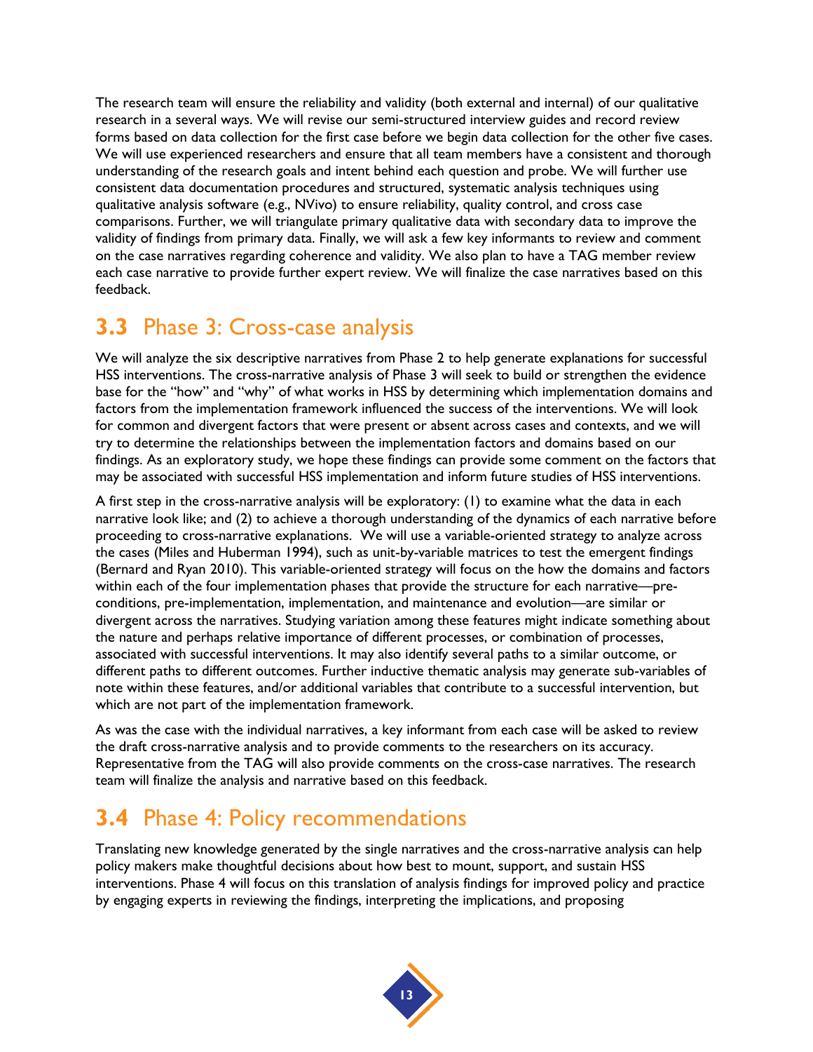The research team will ensure the reliability and validity (both external and internal) of our qualitative research in a several ways. We will revise our semi-structured interview guides and record review forms based on data collection for the first case before we begin data collection for the other five cases. We will use experienced researchers and ensure that all team members have a consistent and thorough understanding of the research goals and intent behind each question and probe. We will further use consistent data documentation procedures and structured, systematic analysis techniques using qualitative analysis software (e.g., NVivo) to ensure reliability, quality control, and cross case comparisons. Further, we will triangulate primary qualitative data with secondary data to improve the validity of findings from primary data. Finally, we will ask a few key informants to review and comment on the case narratives regarding coherence and validity. We also plan to have a TAG member review each case narrative to provide further expert review. We will finalize the case narratives based on this feedback.

## 3.3 Phase 3: Cross-case analysis

We will analyze the six descriptive narratives from Phase 2 to help generate explanations for successful HSS interventions. The cross-narrative analysis of Phase 3 will seek to build or strengthen the evidence base for the "how" and "why" of what works in HSS by determining which implementation domains and factors from the implementation framework influenced the success of the interventions. We will look for common and divergent factors that were present or absent across cases and contexts, and we will try to determine the relationships between the implementation factors and domains based on our findings. As an exploratory study, we hope these findings can provide some comment on the factors that may be associated with successful HSS implementation and inform future studies of HSS interventions.

A first step in the cross-narrative analysis will be exploratory: (1) to examine what the data in each narrative look like; and (2) to achieve a thorough understanding of the dynamics of each narrative before proceeding to cross-narrative explanations. We will use a variable-oriented strategy to analyze across the cases (Miles and Huberman 1994), such as unit-by-variable matrices to test the emergent findings (Bernard and Ryan 2010). This variable-oriented strategy will focus on the how the domains and factors within each of the four implementation phases that provide the structure for each narrative—pre-conditions, pre-implementation, implementation, and maintenance and evolution—are similar or divergent across the narratives. Studying variation among these features might indicate something about the nature and perhaps relative importance of different processes, or combination of processes, associated with successful interventions. It may also identify several paths to a similar outcome, or different paths to different outcomes. Further inductive thematic analysis may generate sub-variables of note within these features, and/or additional variables that contribute to a successful intervention, but which are not part of the implementation framework.

As was the case with the individual narratives, a key informant from each case will be asked to review the draft cross-narrative analysis and to provide comments to the researchers on its accuracy. Representative from the TAG will also provide comments on the cross-case narratives. The research team will finalize the analysis and narrative based on this feedback.

## 3.4 Phase 4: Policy recommendations

Translating new knowledge generated by the single narratives and the cross-narrative analysis can help policy makers make thoughtful decisions about how best to mount, support, and sustain HSS interventions. Phase 4 will focus on this translation of analysis findings for improved policy and practice by engaging experts in reviewing the findings, interpreting the implications, and proposing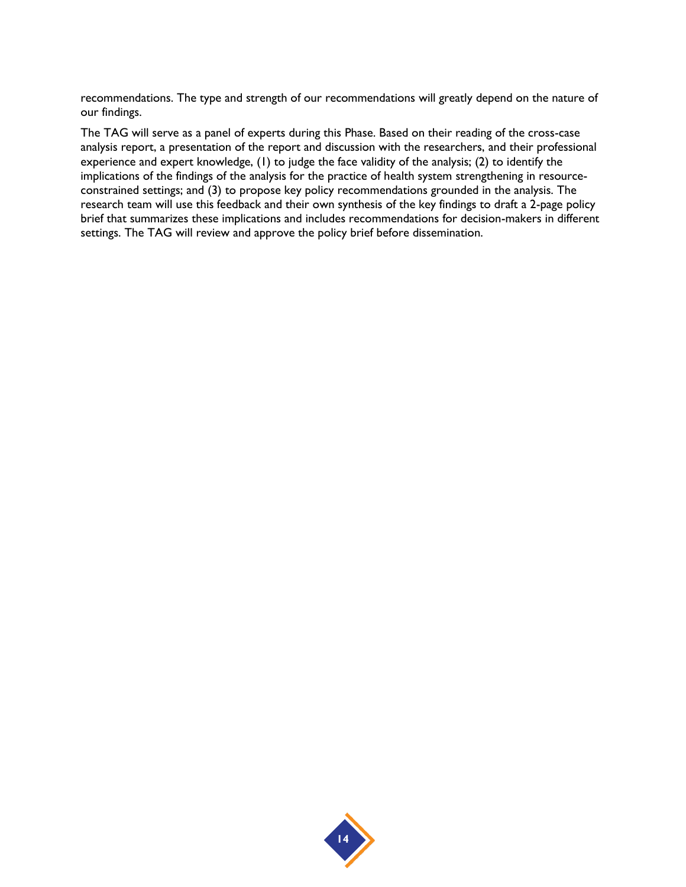recommendations. The type and strength of our recommendations will greatly depend on the nature of our findings.

The TAG will serve as a panel of experts during this Phase. Based on their reading of the cross-case analysis report, a presentation of the report and discussion with the researchers, and their professional experience and expert knowledge, (1) to judge the face validity of the analysis; (2) to identify the implications of the findings of the analysis for the practice of health system strengthening in resource-constrained settings; and (3) to propose key policy recommendations grounded in the analysis. The research team will use this feedback and their own synthesis of the key findings to draft a 2-page policy brief that summarizes these implications and includes recommendations for decision-makers in different settings. The TAG will review and approve the policy brief before dissemination.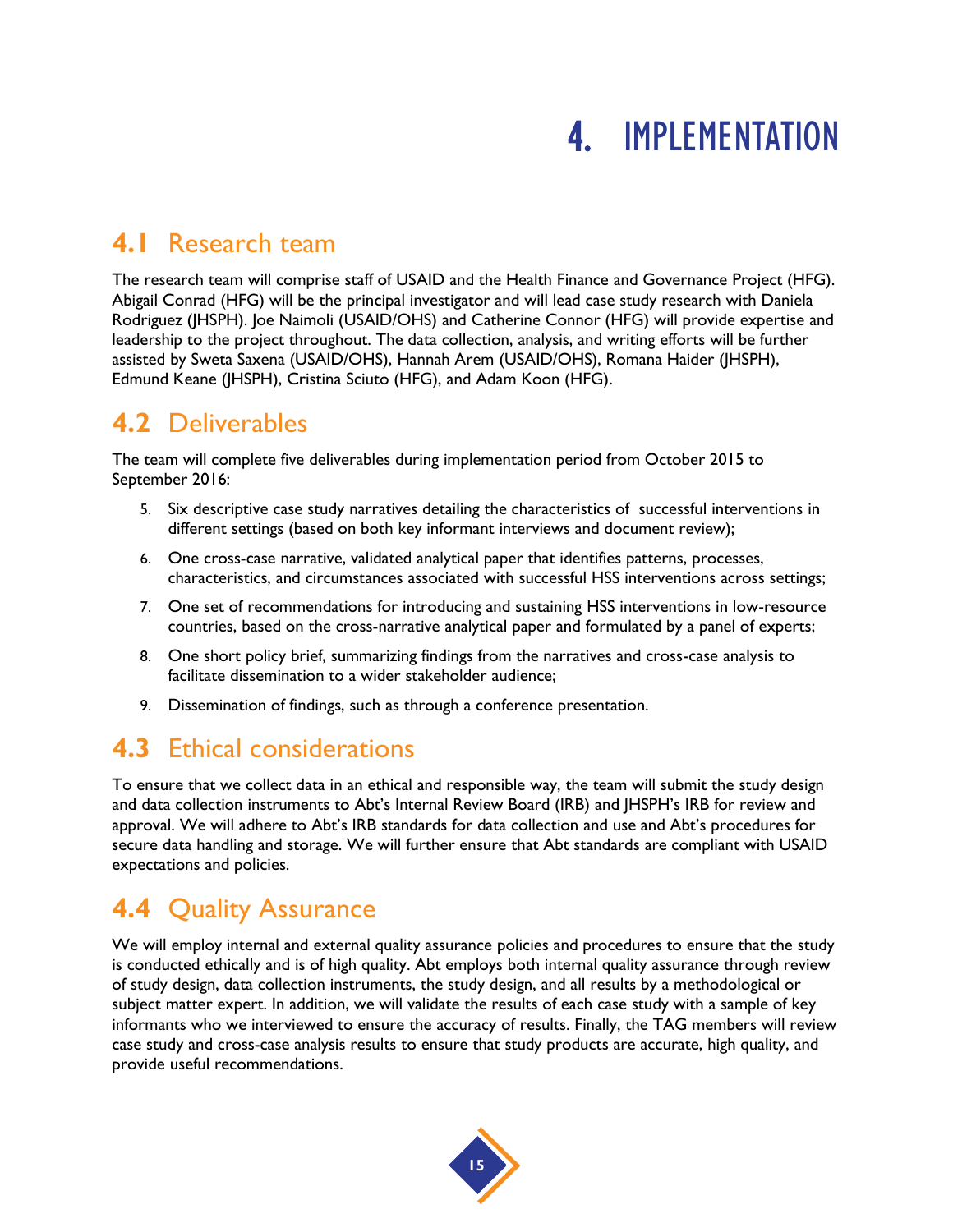# 4. IMPLEMENTATION

## 4.1 Research team

The research team will comprise staff of USAID and the Health Finance and Governance Project (HFG). Abigail Conrad (HFG) will be the principal investigator and will lead case study research with Daniela Rodriguez (JHSPH). Joe Naimoli (USAID/OHS) and Catherine Connor (HFG) will provide expertise and leadership to the project throughout. The data collection, analysis, and writing efforts will be further assisted by Sweta Saxena (USAID/OHS), Hannah Arem (USAID/OHS), Romana Haider (JHSPH), Edmund Keane (JHSPH), Cristina Sciuto (HFG), and Adam Koon (HFG).

## 4.2 Deliverables

The team will complete five deliverables during implementation period from October 2015 to September 2016:

5. Six descriptive case study narratives detailing the characteristics of successful interventions in different settings (based on both key informant interviews and document review);
6. One cross-case narrative, validated analytical paper that identifies patterns, processes, characteristics, and circumstances associated with successful HSS interventions across settings;
7. One set of recommendations for introducing and sustaining HSS interventions in low-resource countries, based on the cross-narrative analytical paper and formulated by a panel of experts;
8. One short policy brief, summarizing findings from the narratives and cross-case analysis to facilitate dissemination to a wider stakeholder audience;
9. Dissemination of findings, such as through a conference presentation.

## 4.3 Ethical considerations

To ensure that we collect data in an ethical and responsible way, the team will submit the study design and data collection instruments to Abt's Internal Review Board (IRB) and JHSPH's IRB for review and approval. We will adhere to Abt's IRB standards for data collection and use and Abt's procedures for secure data handling and storage. We will further ensure that Abt standards are compliant with USAID expectations and policies.

## 4.4 Quality Assurance

We will employ internal and external quality assurance policies and procedures to ensure that the study is conducted ethically and is of high quality. Abt employs both internal quality assurance through review of study design, data collection instruments, the study design, and all results by a methodological or subject matter expert. In addition, we will validate the results of each case study with a sample of key informants who we interviewed to ensure the accuracy of results. Finally, the TAG members will review case study and cross-case analysis results to ensure that study products are accurate, high quality, and provide useful recommendations.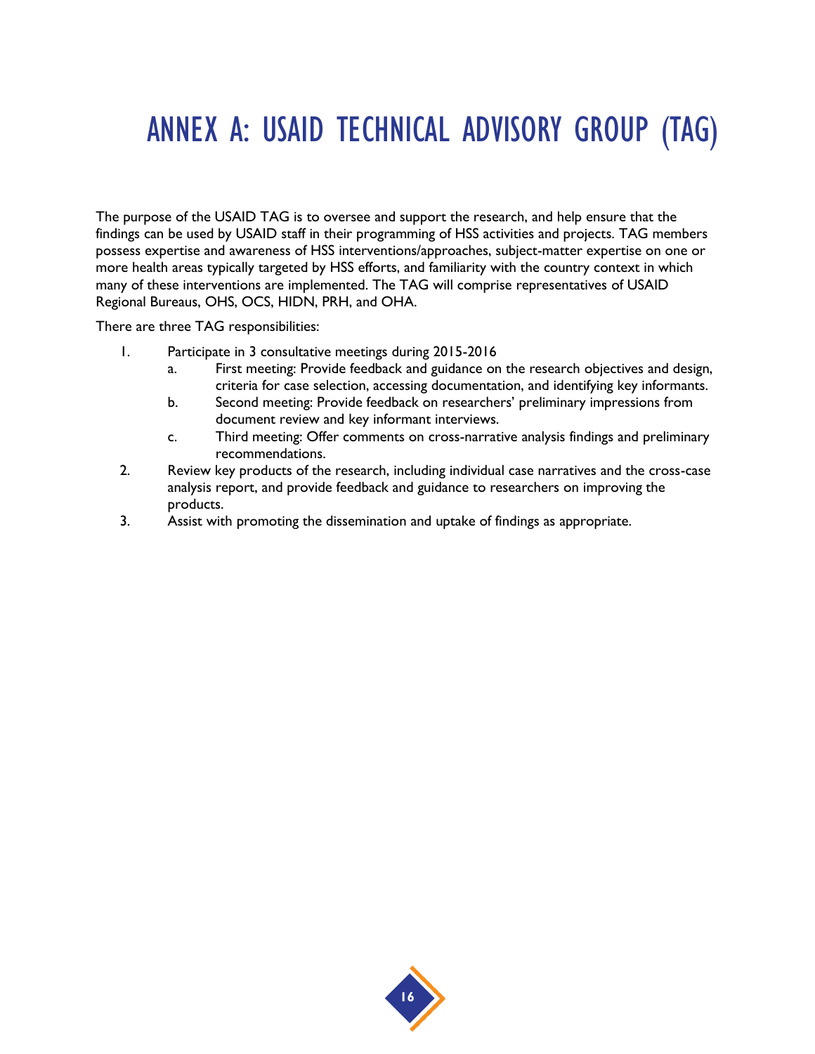# ANNEX A: USAID TECHNICAL ADVISORY GROUP (TAG)

The purpose of the USAID TAG is to oversee and support the research, and help ensure that the findings can be used by USAID staff in their programming of HSS activities and projects. TAG members possess expertise and awareness of HSS interventions/approaches, subject-matter expertise on one or more health areas typically targeted by HSS efforts, and familiarity with the country context in which many of these interventions are implemented. The TAG will comprise representatives of USAID Regional Bureaus, OHS, OCS, HIDN, PRH, and OHA.

There are three TAG responsibilities:

1. Participate in 3 consultative meetings during 2015-2016
   a. First meeting: Provide feedback and guidance on the research objectives and design, criteria for case selection, accessing documentation, and identifying key informants.
   b. Second meeting: Provide feedback on researchers' preliminary impressions from document review and key informant interviews.
   c. Third meeting: Offer comments on cross-narrative analysis findings and preliminary recommendations.
2. Review key products of the research, including individual case narratives and the cross-case analysis report, and provide feedback and guidance to researchers on improving the products.
3. Assist with promoting the dissemination and uptake of findings as appropriate.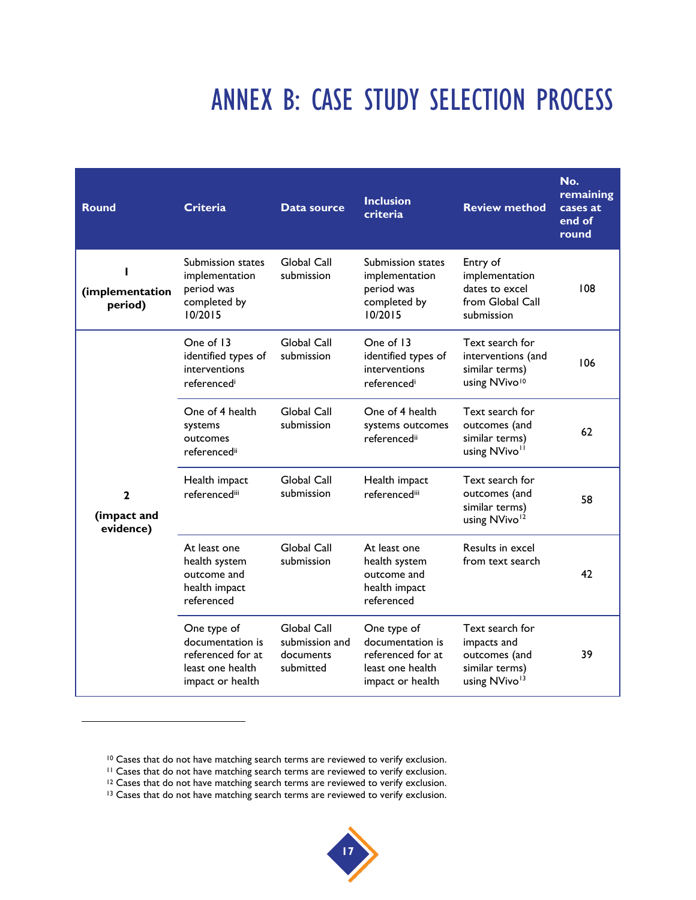# ANNEX B: CASE STUDY SELECTION PROCESS

| Round | Criteria | Data source | Inclusion criteria | Review method | No. remaining cases at end of round |
|---|---|---|---|---|---|
| **1 (implementation period)** | Submission states implementation period was completed by 10/2015 | Global Call submission | Submission states implementation period was completed by 10/2015 | Entry of implementation dates to excel from Global Call submission | 108 |
| **2 (impact and evidence)** | One of 13 identified types of interventions referenced[i] | Global Call submission | One of 13 identified types of interventions referenced[i] | Text search for interventions (and similar terms) using NVivo[10] | 106 |
| | One of 4 health systems outcomes referenced[ii] | Global Call submission | One of 4 health systems outcomes referenced[ii] | Text search for outcomes (and similar terms) using NVivo[11] | 62 |
| | Health impact referenced[iii] | Global Call submission | Health impact referenced[iii] | Text search for outcomes (and similar terms) using NVivo[12] | 58 |
| | At least one health system outcome and health impact referenced | Global Call submission | At least one health system outcome and health impact referenced | Results in excel from text search | 42 |
| | One type of documentation is referenced for at least one health impact or health | Global Call submission and documents submitted | One type of documentation is referenced for at least one health impact or health | Text search for impacts and outcomes (and similar terms) using NVivo[13] | 39 |

[10] Cases that do not have matching search terms are reviewed to verify exclusion.
[11] Cases that do not have matching search terms are reviewed to verify exclusion.
[12] Cases that do not have matching search terms are reviewed to verify exclusion.
[13] Cases that do not have matching search terms are reviewed to verify exclusion.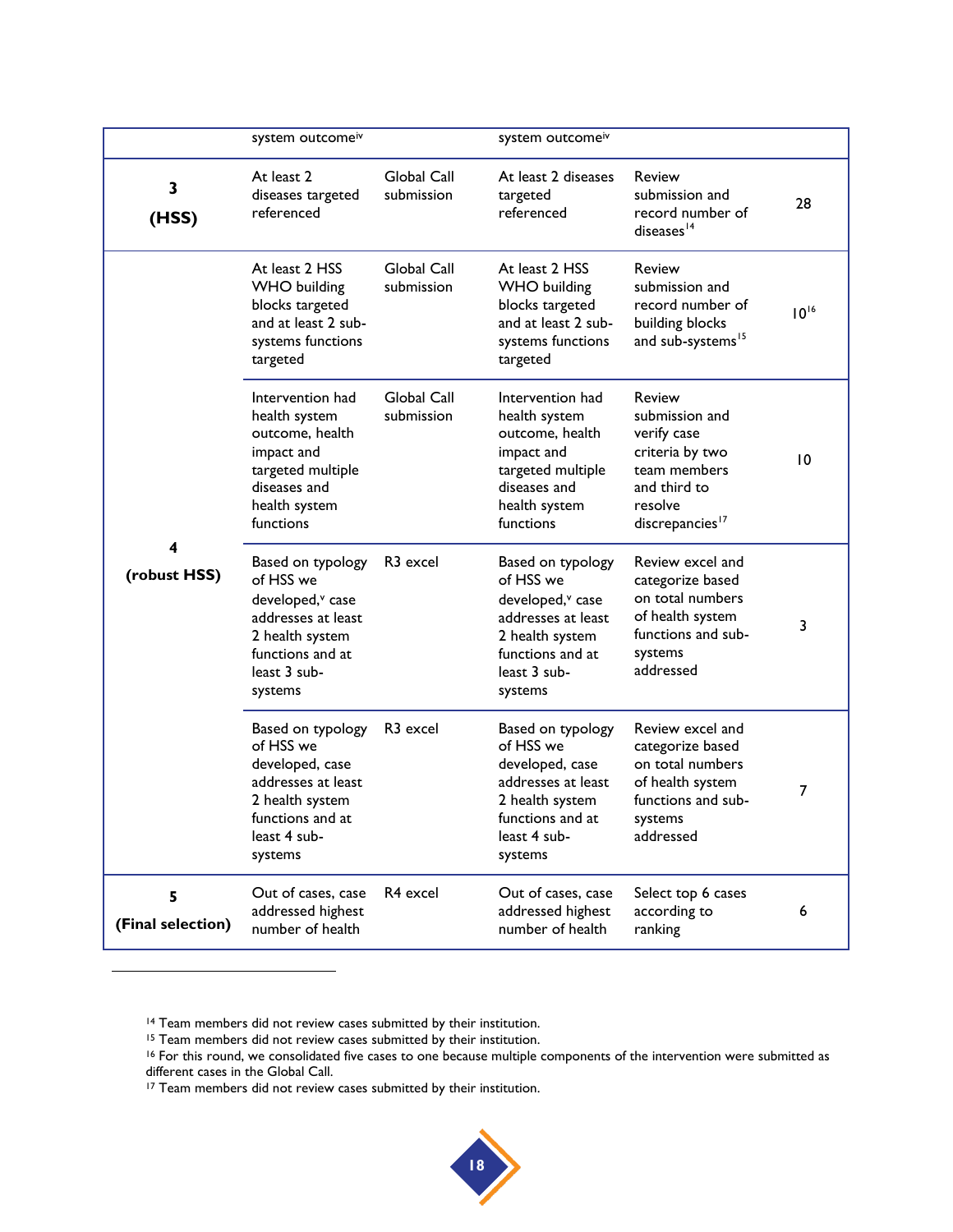| | system outcome[iv] | | system outcome[iv] | | |
|---|---|---|---|---|---|
| **3 (HSS)** | At least 2 diseases targeted referenced | Global Call submission | At least 2 diseases targeted referenced | Review submission and record number of diseases[14] | 28 |
| **4 (robust HSS)** | At least 2 HSS WHO building blocks targeted and at least 2 sub-systems functions targeted | Global Call submission | At least 2 HSS WHO building blocks targeted and at least 2 sub-systems functions targeted | Review submission and record number of building blocks and sub-systems[15] | 10[16] |
| | Intervention had health system outcome, health impact and targeted multiple diseases and health system functions | Global Call submission | Intervention had health system outcome, health impact and targeted multiple diseases and health system functions | Review submission and verify case criteria by two team members and third to resolve discrepancies[17] | 10 |
| | Based on typology of HSS we developed,[v] case addresses at least 2 health system functions and at least 3 sub-systems | R3 excel | Based on typology of HSS we developed,[v] case addresses at least 2 health system functions and at least 3 sub-systems | Review excel and categorize based on total numbers of health system functions and sub-systems addressed | 3 |
| | Based on typology of HSS we developed, case addresses at least 2 health system functions and at least 4 sub-systems | R3 excel | Based on typology of HSS we developed, case addresses at least 2 health system functions and at least 4 sub-systems | Review excel and categorize based on total numbers of health system functions and sub-systems addressed | 7 |
| **5 (Final selection)** | Out of cases, case addressed highest number of health | R4 excel | Out of cases, case addressed highest number of health | Select top 6 cases according to ranking | 6 |

[14] Team members did not review cases submitted by their institution.

[15] Team members did not review cases submitted by their institution.

[16] For this round, we consolidated five cases to one because multiple components of the intervention were submitted as different cases in the Global Call.

[17] Team members did not review cases submitted by their institution.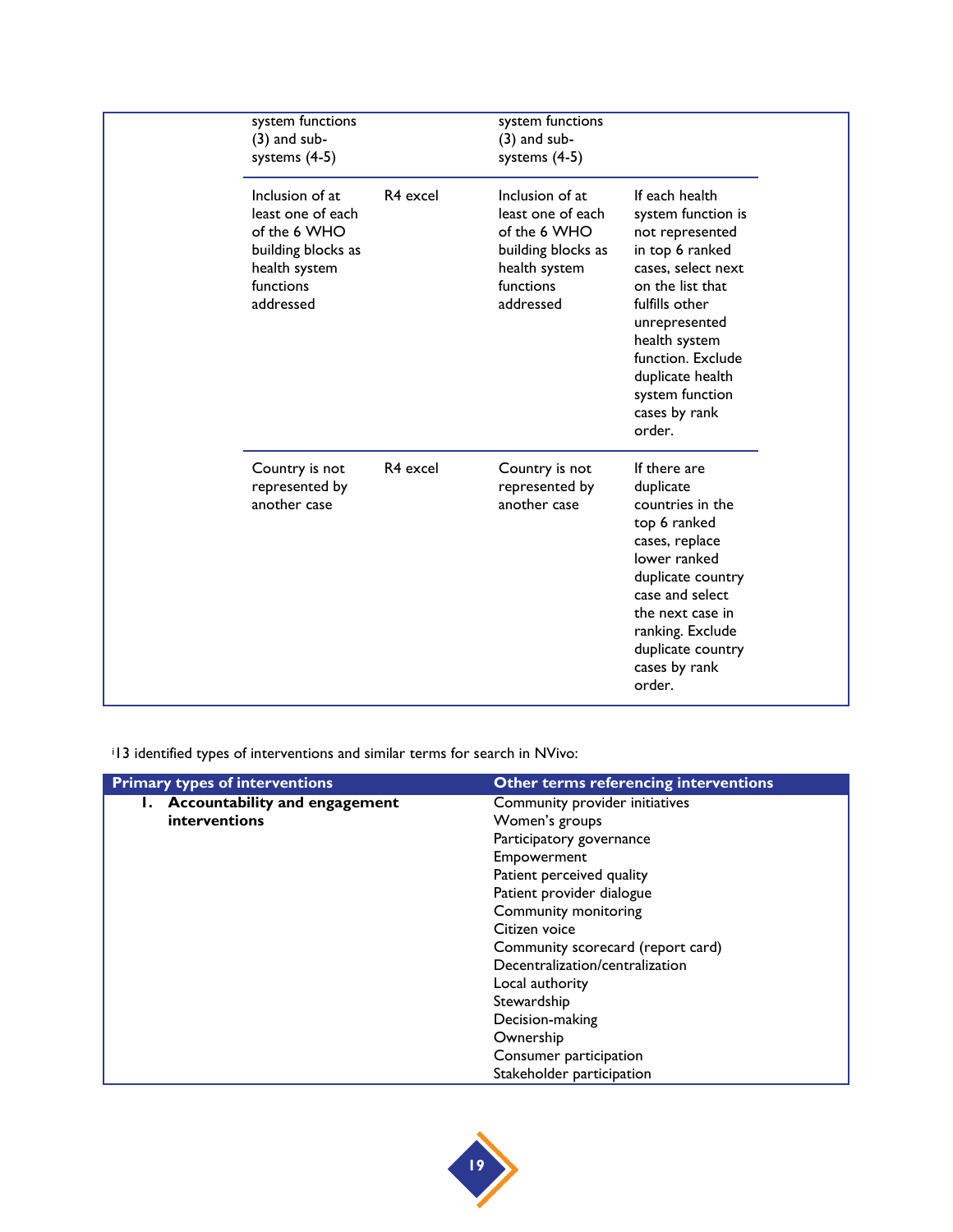| | | | | |
|---|---|---|---|---|
| | system functions (3) and sub-systems (4-5) | | system functions (3) and sub-systems (4-5) | |
| | Inclusion of at least one of each of the 6 WHO building blocks as health system functions addressed | R4 excel | Inclusion of at least one of each of the 6 WHO building blocks as health system functions addressed | If each health system function is not represented in top 6 ranked cases, select next on the list that fulfills other unrepresented health system function. Exclude duplicate health system function cases by rank order. |
| | Country is not represented by another case | R4 excel | Country is not represented by another case | If there are duplicate countries in the top 6 ranked cases, replace lower ranked duplicate country case and select the next case in ranking. Exclude duplicate country cases by rank order. |

[i]13 identified types of interventions and similar terms for search in NVivo:

| Primary types of interventions | Other terms referencing interventions |
|---|---|
| **1. Accountability and engagement interventions** | Community provider initiatives<br>Women's groups<br>Participatory governance<br>Empowerment<br>Patient perceived quality<br>Patient provider dialogue<br>Community monitoring<br>Citizen voice<br>Community scorecard (report card)<br>Decentralization/centralization<br>Local authority<br>Stewardship<br>Decision-making<br>Ownership<br>Consumer participation<br>Stakeholder participation |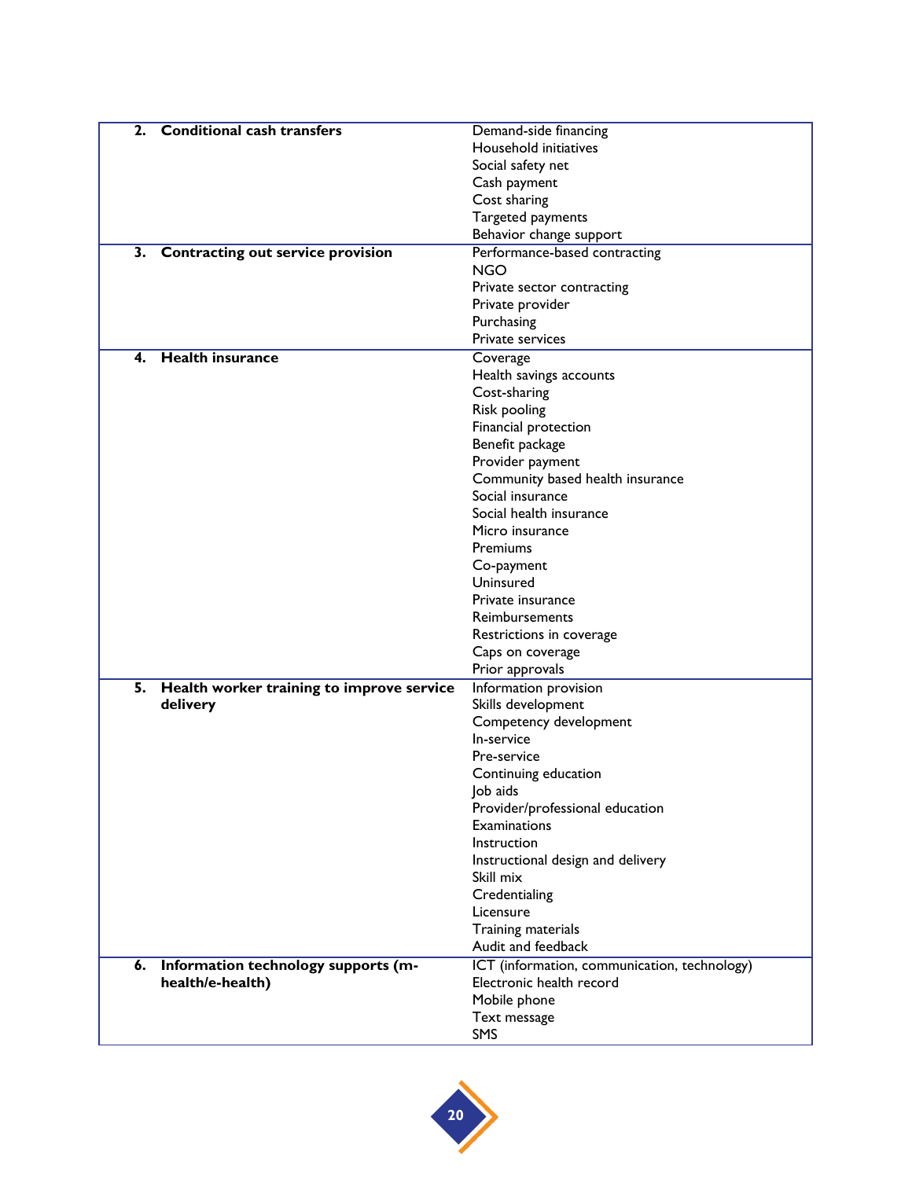| | |
|---|---|
| **2. Conditional cash transfers** | Demand-side financing<br>Household initiatives<br>Social safety net<br>Cash payment<br>Cost sharing<br>Targeted payments<br>Behavior change support |
| **3. Contracting out service provision** | Performance-based contracting<br>NGO<br>Private sector contracting<br>Private provider<br>Purchasing<br>Private services |
| **4. Health insurance** | Coverage<br>Health savings accounts<br>Cost-sharing<br>Risk pooling<br>Financial protection<br>Benefit package<br>Provider payment<br>Community based health insurance<br>Social insurance<br>Social health insurance<br>Micro insurance<br>Premiums<br>Co-payment<br>Uninsured<br>Private insurance<br>Reimbursements<br>Restrictions in coverage<br>Caps on coverage<br>Prior approvals |
| **5. Health worker training to improve service delivery** | Information provision<br>Skills development<br>Competency development<br>In-service<br>Pre-service<br>Continuing education<br>Job aids<br>Provider/professional education<br>Examinations<br>Instruction<br>Instructional design and delivery<br>Skill mix<br>Credentialing<br>Licensure<br>Training materials<br>Audit and feedback |
| **6. Information technology supports (m-health/e-health)** | ICT (information, communication, technology)<br>Electronic health record<br>Mobile phone<br>Text message<br>SMS |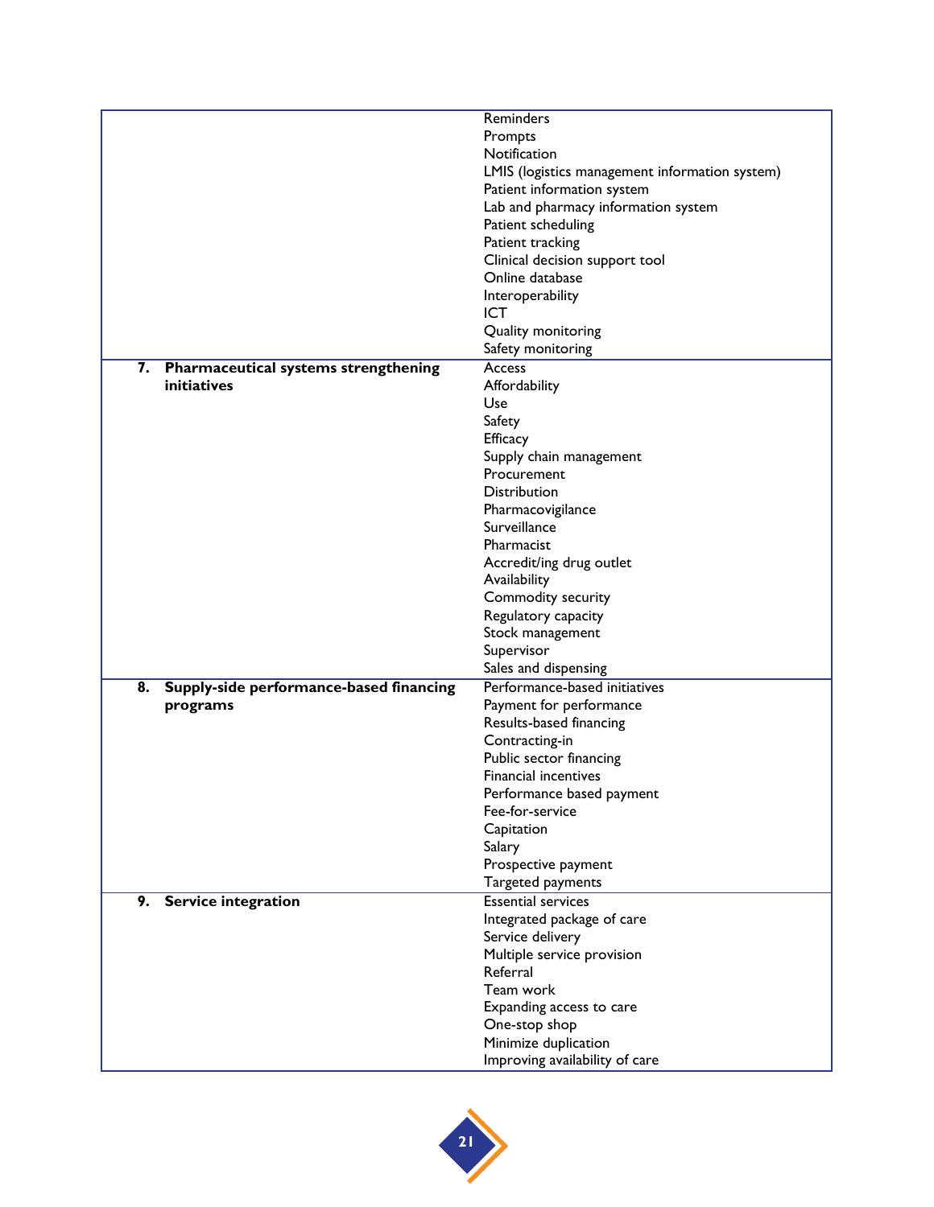| | |
|---|---|
| | Reminders<br>Prompts<br>Notification<br>LMIS (logistics management information system)<br>Patient information system<br>Lab and pharmacy information system<br>Patient scheduling<br>Patient tracking<br>Clinical decision support tool<br>Online database<br>Interoperability<br>ICT<br>Quality monitoring<br>Safety monitoring |
| **7. Pharmaceutical systems strengthening initiatives** | Access<br>Affordability<br>Use<br>Safety<br>Efficacy<br>Supply chain management<br>Procurement<br>Distribution<br>Pharmacovigilance<br>Surveillance<br>Pharmacist<br>Accredit/ing drug outlet<br>Availability<br>Commodity security<br>Regulatory capacity<br>Stock management<br>Supervisor<br>Sales and dispensing |
| **8. Supply-side performance-based financing programs** | Performance-based initiatives<br>Payment for performance<br>Results-based financing<br>Contracting-in<br>Public sector financing<br>Financial incentives<br>Performance based payment<br>Fee-for-service<br>Capitation<br>Salary<br>Prospective payment<br>Targeted payments |
| **9. Service integration** | Essential services<br>Integrated package of care<br>Service delivery<br>Multiple service provision<br>Referral<br>Team work<br>Expanding access to care<br>One-stop shop<br>Minimize duplication<br>Improving availability of care |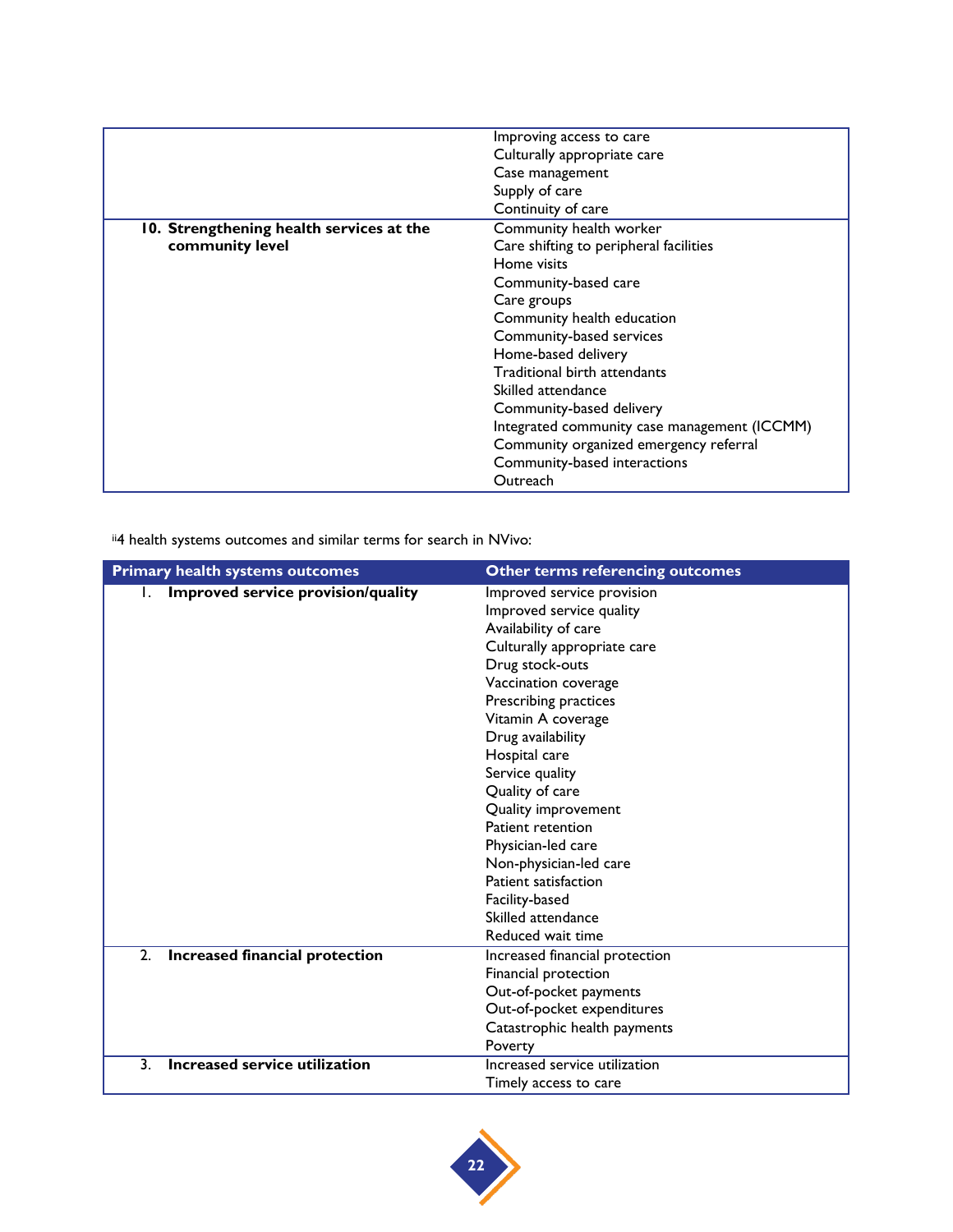| | |
|---|---|
| | Improving access to care<br>Culturally appropriate care<br>Case management<br>Supply of care<br>Continuity of care |
| **10. Strengthening health services at the community level** | Community health worker<br>Care shifting to peripheral facilities<br>Home visits<br>Community-based care<br>Care groups<br>Community health education<br>Community-based services<br>Home-based delivery<br>Traditional birth attendants<br>Skilled attendance<br>Community-based delivery<br>Integrated community case management (ICCMM)<br>Community organized emergency referral<br>Community-based interactions<br>Outreach |

[ii]4 health systems outcomes and similar terms for search in NVivo:

| Primary health systems outcomes | Other terms referencing outcomes |
|---|---|
| 1. **Improved service provision/quality** | Improved service provision<br>Improved service quality<br>Availability of care<br>Culturally appropriate care<br>Drug stock-outs<br>Vaccination coverage<br>Prescribing practices<br>Vitamin A coverage<br>Drug availability<br>Hospital care<br>Service quality<br>Quality of care<br>Quality improvement<br>Patient retention<br>Physician-led care<br>Non-physician-led care<br>Patient satisfaction<br>Facility-based<br>Skilled attendance<br>Reduced wait time |
| 2. **Increased financial protection** | Increased financial protection<br>Financial protection<br>Out-of-pocket payments<br>Out-of-pocket expenditures<br>Catastrophic health payments<br>Poverty |
| 3. **Increased service utilization** | Increased service utilization<br>Timely access to care |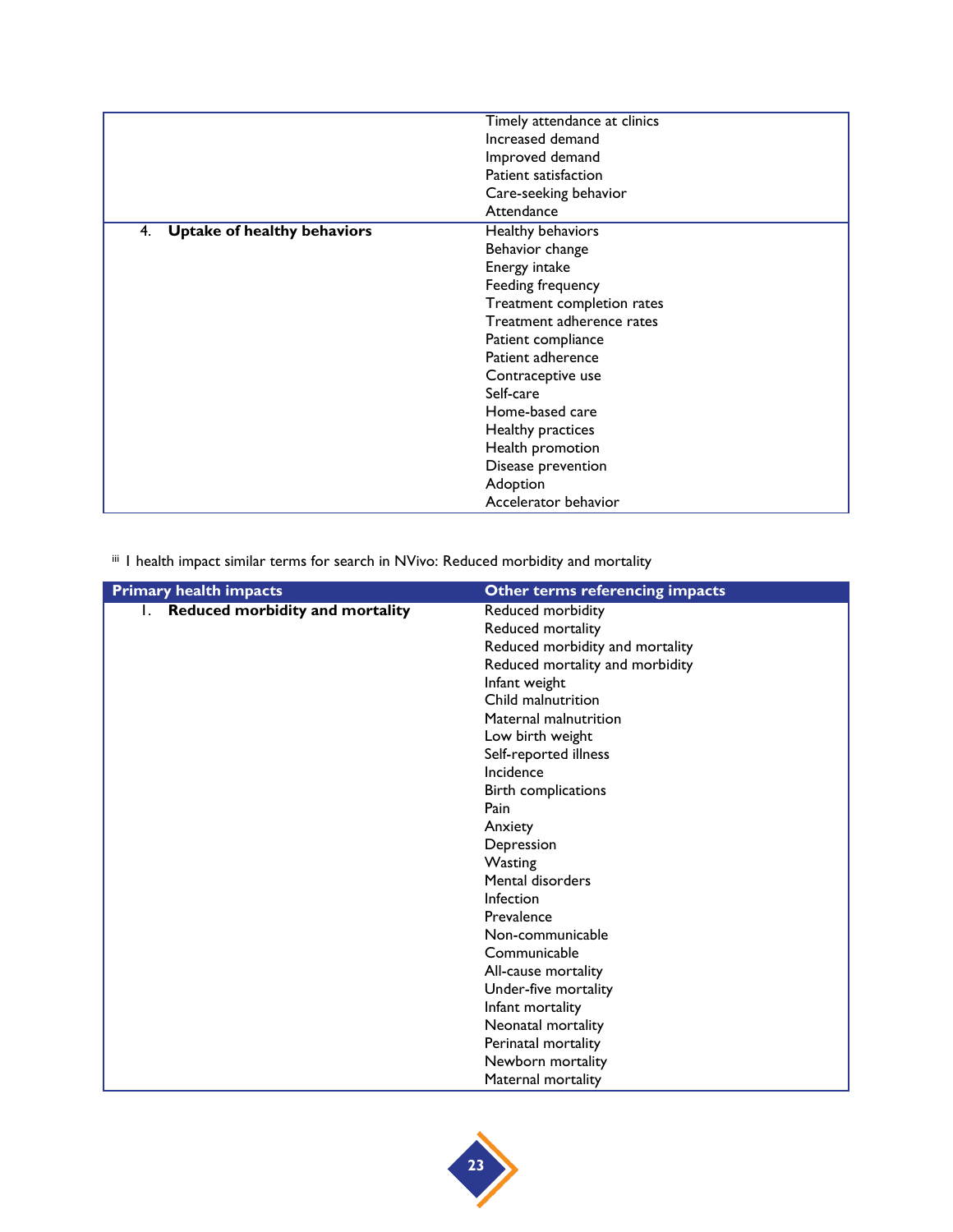| | |
|---|---|
| | Timely attendance at clinics<br>Increased demand<br>Improved demand<br>Patient satisfaction<br>Care-seeking behavior<br>Attendance |
| 4. **Uptake of healthy behaviors** | Healthy behaviors<br>Behavior change<br>Energy intake<br>Feeding frequency<br>Treatment completion rates<br>Treatment adherence rates<br>Patient compliance<br>Patient adherence<br>Contraceptive use<br>Self-care<br>Home-based care<br>Healthy practices<br>Health promotion<br>Disease prevention<br>Adoption<br>Accelerator behavior |

[iii] 1 health impact similar terms for search in NVivo: Reduced morbidity and mortality

| Primary health impacts | Other terms referencing impacts |
|---|---|
| 1. **Reduced morbidity and mortality** | Reduced morbidity<br>Reduced mortality<br>Reduced morbidity and mortality<br>Reduced mortality and morbidity<br>Infant weight<br>Child malnutrition<br>Maternal malnutrition<br>Low birth weight<br>Self-reported illness<br>Incidence<br>Birth complications<br>Pain<br>Anxiety<br>Depression<br>Wasting<br>Mental disorders<br>Infection<br>Prevalence<br>Non-communicable<br>Communicable<br>All-cause mortality<br>Under-five mortality<br>Infant mortality<br>Neonatal mortality<br>Perinatal mortality<br>Newborn mortality<br>Maternal mortality |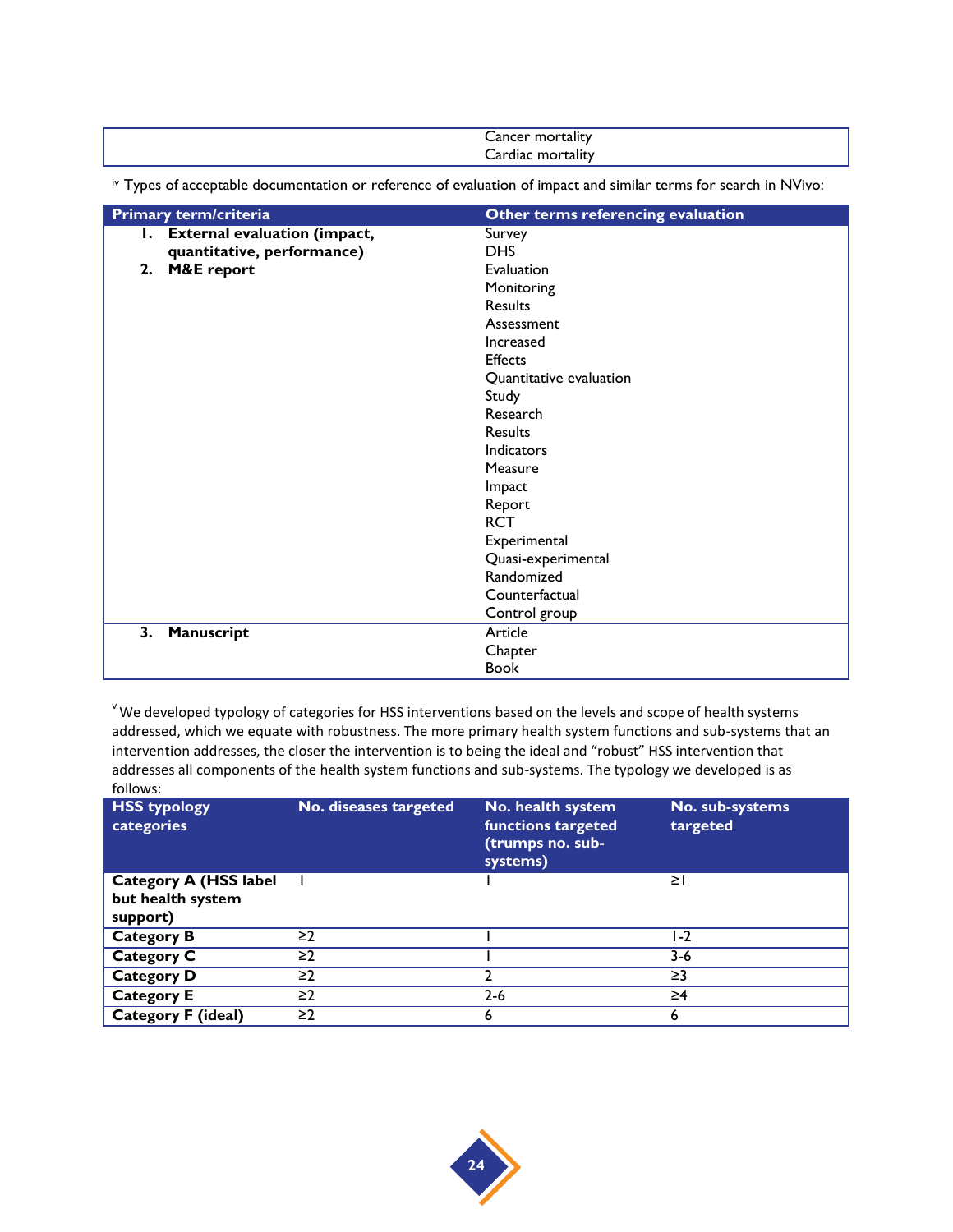| | Cancer mortality<br>Cardiac mortality |
|---|---|

[iv] Types of acceptable documentation or reference of evaluation of impact and similar terms for search in NVivo:

| Primary term/criteria | Other terms referencing evaluation |
|---|---|
| **1. External evaluation (impact, quantitative, performance)**<br>**2. M&E report** | Survey<br>DHS<br>Evaluation<br>Monitoring<br>Results<br>Assessment<br>Increased<br>Effects<br>Quantitative evaluation<br>Study<br>Research<br>Results<br>Indicators<br>Measure<br>Impact<br>Report<br>RCT<br>Experimental<br>Quasi-experimental<br>Randomized<br>Counterfactual<br>Control group |
| **3. Manuscript** | Article<br>Chapter<br>Book |

[v] We developed typology of categories for HSS interventions based on the levels and scope of health systems addressed, which we equate with robustness. The more primary health system functions and sub-systems that an intervention addresses, the closer the intervention is to being the ideal and "robust" HSS intervention that addresses all components of the health system functions and sub-systems. The typology we developed is as follows:

| HSS typology categories | No. diseases targeted | No. health system functions targeted (trumps no. sub-systems) | No. sub-systems targeted |
|---|---|---|---|
| **Category A (HSS label but health system support)** | 1 | 1 | ≥1 |
| **Category B** | ≥2 | 1 | 1-2 |
| **Category C** | ≥2 | 1 | 3-6 |
| **Category D** | ≥2 | 2 | ≥3 |
| **Category E** | ≥2 | 2-6 | ≥4 |
| **Category F (ideal)** | ≥2 | 6 | 6 |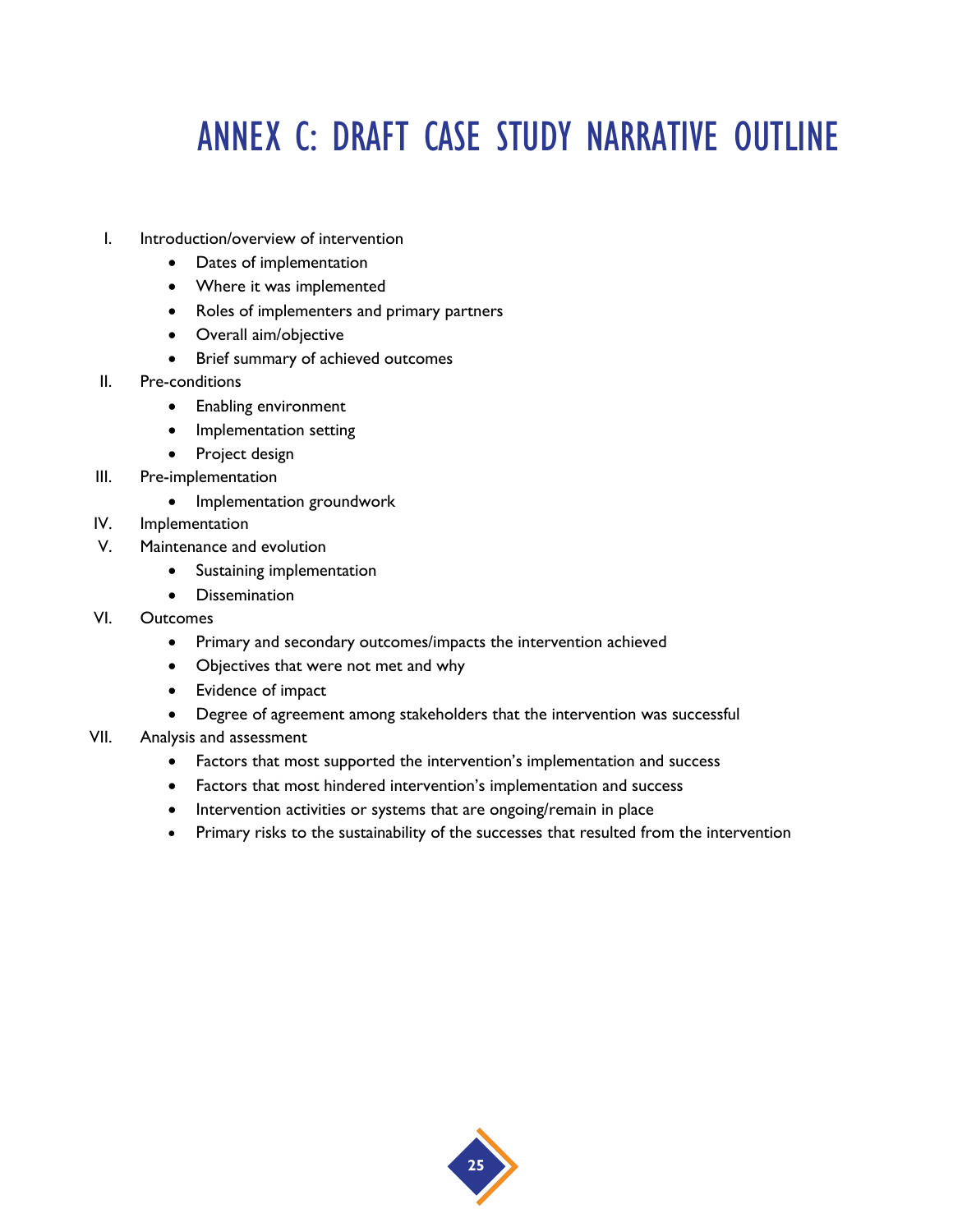# ANNEX C: DRAFT CASE STUDY NARRATIVE OUTLINE

I. Introduction/overview of intervention
   - Dates of implementation
   - Where it was implemented
   - Roles of implementers and primary partners
   - Overall aim/objective
   - Brief summary of achieved outcomes

II. Pre-conditions
   - Enabling environment
   - Implementation setting
   - Project design

III. Pre-implementation
   - Implementation groundwork

IV. Implementation

V. Maintenance and evolution
   - Sustaining implementation
   - Dissemination

VI. Outcomes
   - Primary and secondary outcomes/impacts the intervention achieved
   - Objectives that were not met and why
   - Evidence of impact
   - Degree of agreement among stakeholders that the intervention was successful

VII. Analysis and assessment
   - Factors that most supported the intervention's implementation and success
   - Factors that most hindered intervention's implementation and success
   - Intervention activities or systems that are ongoing/remain in place
   - Primary risks to the sustainability of the successes that resulted from the intervention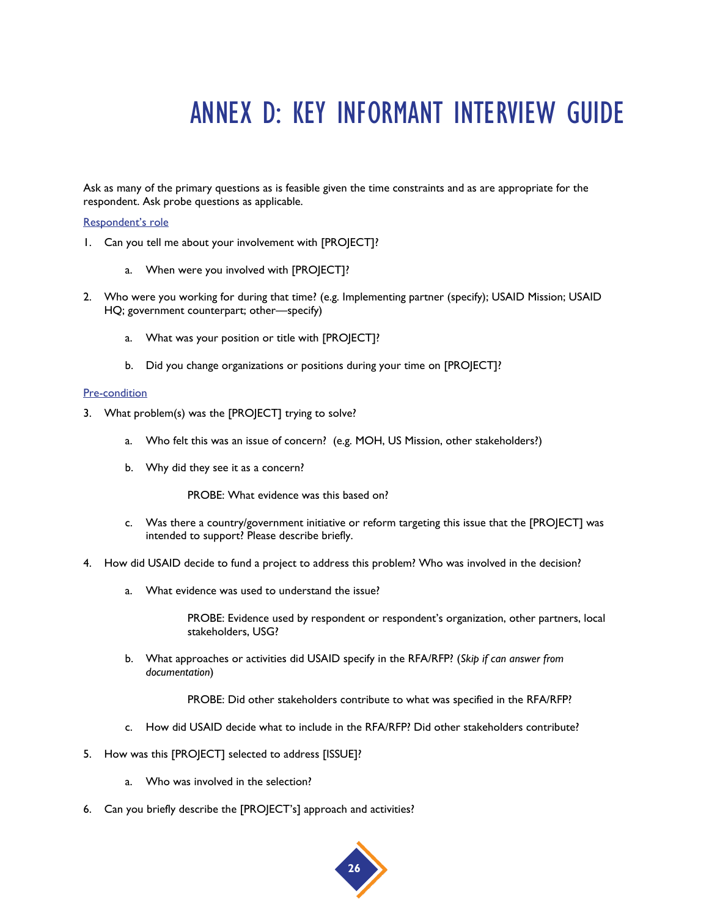# ANNEX D: KEY INFORMANT INTERVIEW GUIDE

Ask as many of the primary questions as is feasible given the time constraints and as are appropriate for the respondent. Ask probe questions as applicable.

Respondent's role

1. Can you tell me about your involvement with [PROJECT]?
   a. When were you involved with [PROJECT]?
2. Who were you working for during that time? (e.g. Implementing partner (specify); USAID Mission; USAID HQ; government counterpart; other—specify)
   a. What was your position or title with [PROJECT]?
   b. Did you change organizations or positions during your time on [PROJECT]?

Pre-condition

3. What problem(s) was the [PROJECT] trying to solve?
   a. Who felt this was an issue of concern? (e.g. MOH, US Mission, other stakeholders?)
   b. Why did they see it as a concern?

      PROBE: What evidence was this based on?

   c. Was there a country/government initiative or reform targeting this issue that the [PROJECT] was intended to support? Please describe briefly.
4. How did USAID decide to fund a project to address this problem? Who was involved in the decision?
   a. What evidence was used to understand the issue?

      PROBE: Evidence used by respondent or respondent's organization, other partners, local stakeholders, USG?

   b. What approaches or activities did USAID specify in the RFA/RFP? (*Skip if can answer from documentation*)

      PROBE: Did other stakeholders contribute to what was specified in the RFA/RFP?

   c. How did USAID decide what to include in the RFA/RFP? Did other stakeholders contribute?
5. How was this [PROJECT] selected to address [ISSUE]?
   a. Who was involved in the selection?
6. Can you briefly describe the [PROJECT's] approach and activities?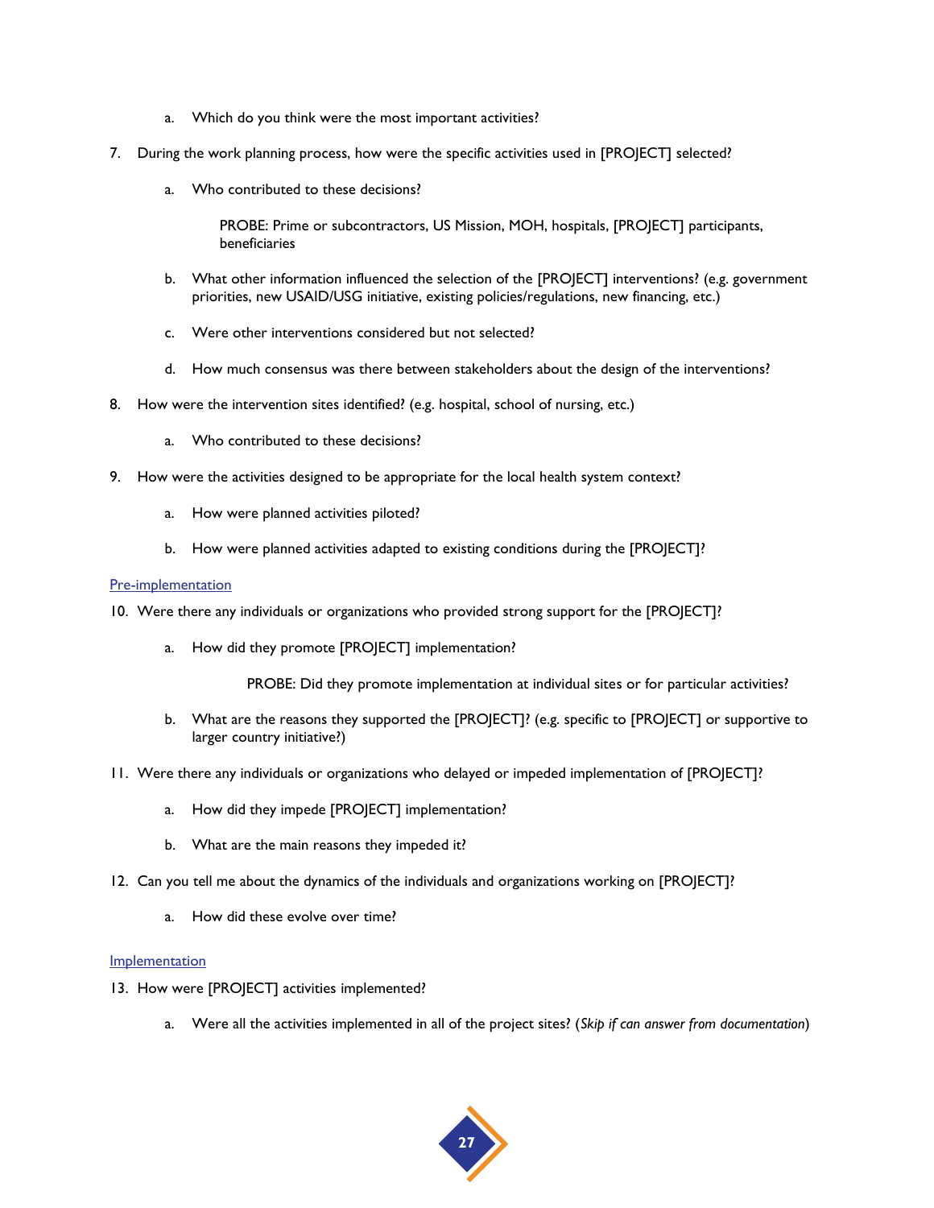a. Which do you think were the most important activities?

7. During the work planning process, how were the specific activities used in [PROJECT] selected?

   a. Who contributed to these decisions?

      PROBE: Prime or subcontractors, US Mission, MOH, hospitals, [PROJECT] participants, beneficiaries

   b. What other information influenced the selection of the [PROJECT] interventions? (e.g. government priorities, new USAID/USG initiative, existing policies/regulations, new financing, etc.)

   c. Were other interventions considered but not selected?

   d. How much consensus was there between stakeholders about the design of the interventions?

8. How were the intervention sites identified? (e.g. hospital, school of nursing, etc.)

   a. Who contributed to these decisions?

9. How were the activities designed to be appropriate for the local health system context?

   a. How were planned activities piloted?

   b. How were planned activities adapted to existing conditions during the [PROJECT]?

Pre-implementation

10. Were there any individuals or organizations who provided strong support for the [PROJECT]?

    a. How did they promote [PROJECT] implementation?

       PROBE: Did they promote implementation at individual sites or for particular activities?

    b. What are the reasons they supported the [PROJECT]? (e.g. specific to [PROJECT] or supportive to larger country initiative?)

11. Were there any individuals or organizations who delayed or impeded implementation of [PROJECT]?

    a. How did they impede [PROJECT] implementation?

    b. What are the main reasons they impeded it?

12. Can you tell me about the dynamics of the individuals and organizations working on [PROJECT]?

    a. How did these evolve over time?

Implementation

13. How were [PROJECT] activities implemented?

    a. Were all the activities implemented in all of the project sites? (*Skip if can answer from documentation*)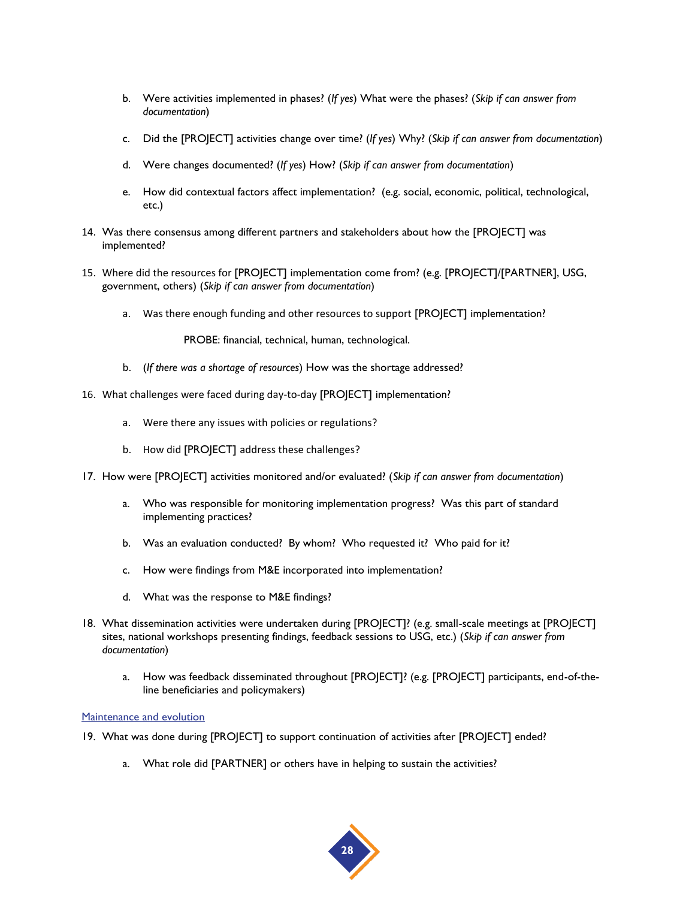b. Were activities implemented in phases? (*If yes*) What were the phases? (*Skip if can answer from documentation*)

   c. Did the [PROJECT] activities change over time? (*If yes*) Why? (*Skip if can answer from documentation*)

   d. Were changes documented? (*If yes*) How? (*Skip if can answer from documentation*)

   e. How did contextual factors affect implementation? (e.g. social, economic, political, technological, etc.)

14. Was there consensus among different partners and stakeholders about how the [PROJECT] was implemented?

15. Where did the resources for [PROJECT] implementation come from? (e.g. [PROJECT]/[PARTNER], USG, government, others) (*Skip if can answer from documentation*)

    a. Was there enough funding and other resources to support [PROJECT] implementation?

       PROBE: financial, technical, human, technological.

    b. (*If there was a shortage of resources*) How was the shortage addressed?

16. What challenges were faced during day-to-day [PROJECT] implementation?

    a. Were there any issues with policies or regulations?

    b. How did [PROJECT] address these challenges?

17. How were [PROJECT] activities monitored and/or evaluated? (*Skip if can answer from documentation*)

    a. Who was responsible for monitoring implementation progress? Was this part of standard implementing practices?

    b. Was an evaluation conducted? By whom? Who requested it? Who paid for it?

    c. How were findings from M&E incorporated into implementation?

    d. What was the response to M&E findings?

18. What dissemination activities were undertaken during [PROJECT]? (e.g. small-scale meetings at [PROJECT] sites, national workshops presenting findings, feedback sessions to USG, etc.) (*Skip if can answer from documentation*)

    a. How was feedback disseminated throughout [PROJECT]? (e.g. [PROJECT] participants, end-of-the-line beneficiaries and policymakers)

Maintenance and evolution

19. What was done during [PROJECT] to support continuation of activities after [PROJECT] ended?

    a. What role did [PARTNER] or others have in helping to sustain the activities?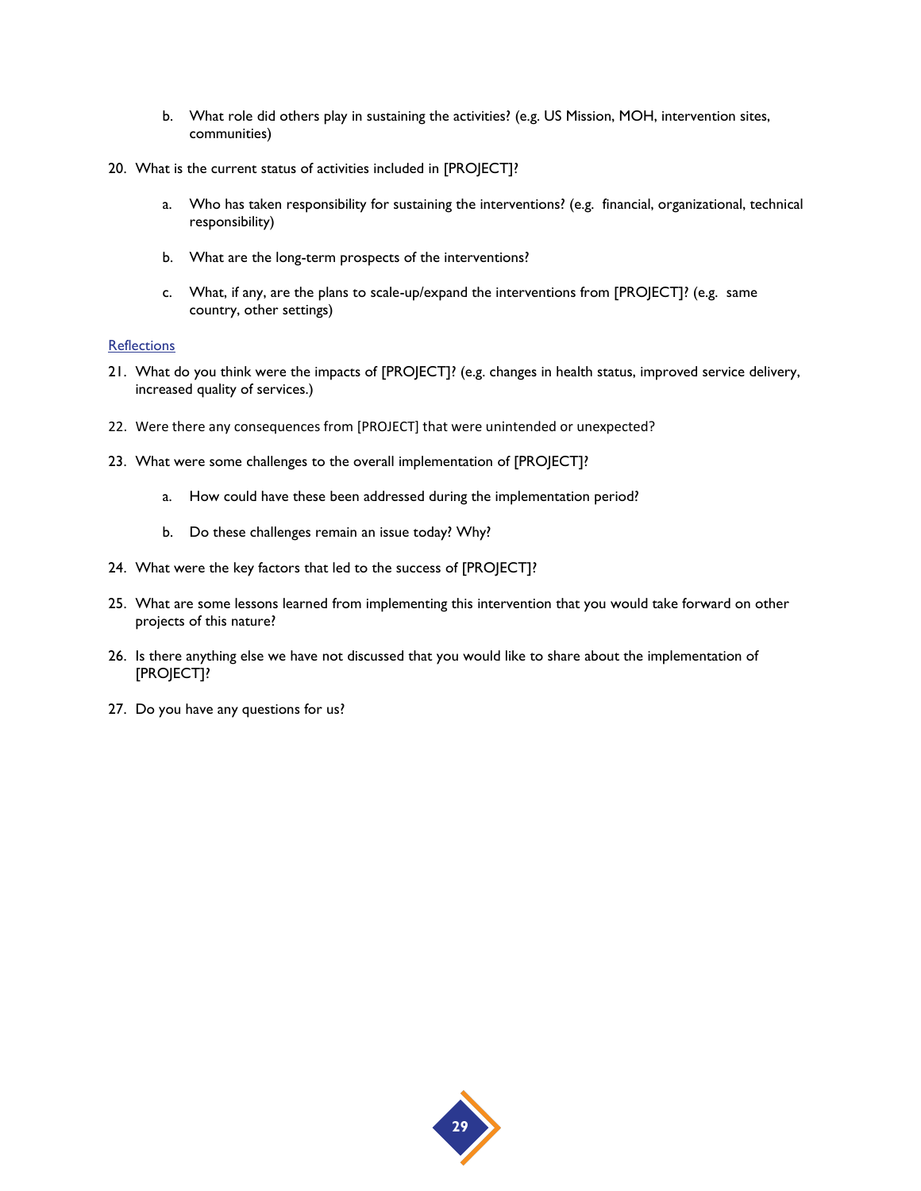b. What role did others play in sustaining the activities? (e.g. US Mission, MOH, intervention sites, communities)

20. What is the current status of activities included in [PROJECT]?

    a. Who has taken responsibility for sustaining the interventions? (e.g. financial, organizational, technical responsibility)

    b. What are the long-term prospects of the interventions?

    c. What, if any, are the plans to scale-up/expand the interventions from [PROJECT]? (e.g. same country, other settings)

Reflections

21. What do you think were the impacts of [PROJECT]? (e.g. changes in health status, improved service delivery, increased quality of services.)

22. Were there any consequences from [PROJECT] that were unintended or unexpected?

23. What were some challenges to the overall implementation of [PROJECT]?

    a. How could have these been addressed during the implementation period?

    b. Do these challenges remain an issue today? Why?

24. What were the key factors that led to the success of [PROJECT]?

25. What are some lessons learned from implementing this intervention that you would take forward on other projects of this nature?

26. Is there anything else we have not discussed that you would like to share about the implementation of [PROJECT]?

27. Do you have any questions for us?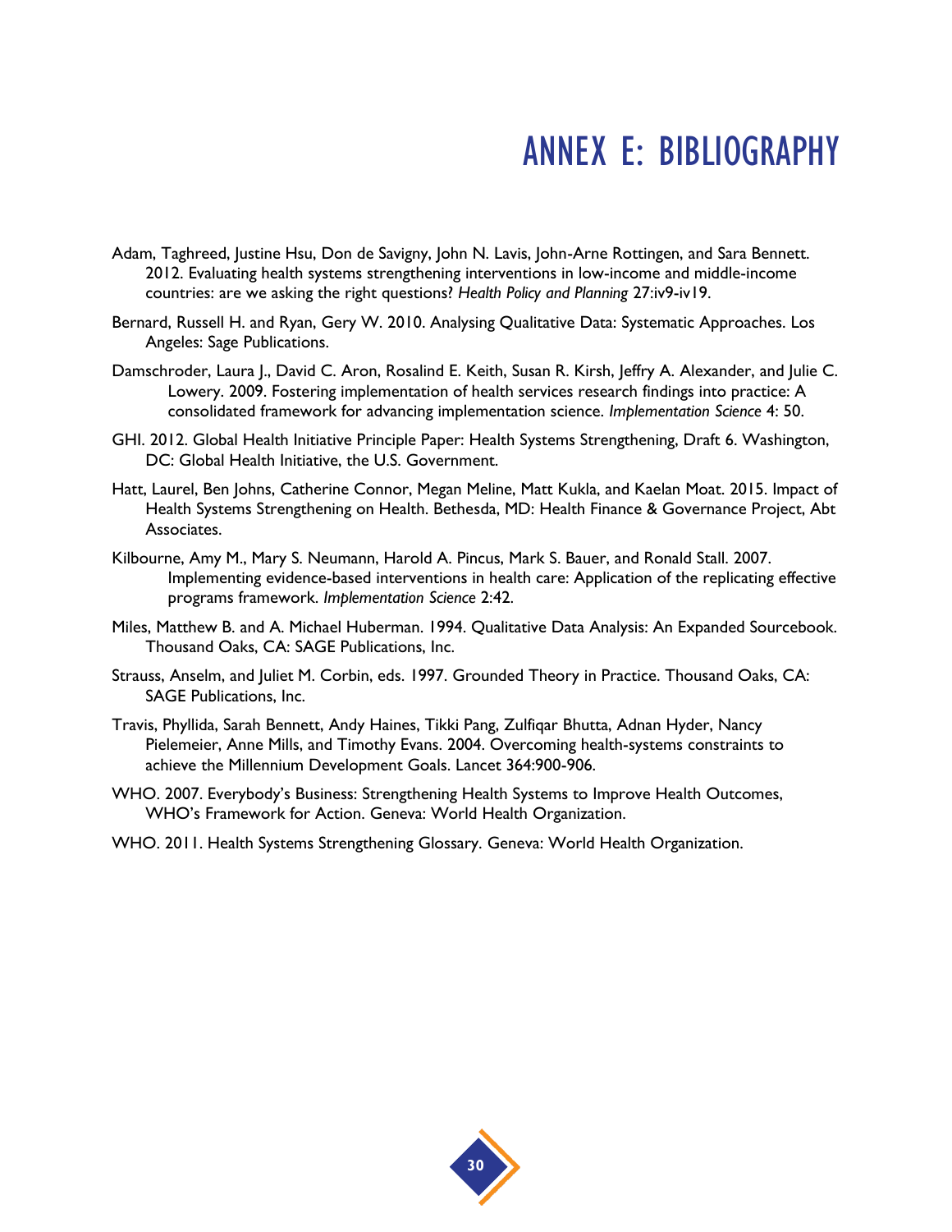# ANNEX E: BIBLIOGRAPHY

Adam, Taghreed, Justine Hsu, Don de Savigny, John N. Lavis, John-Arne Rottingen, and Sara Bennett. 2012. Evaluating health systems strengthening interventions in low-income and middle-income countries: are we asking the right questions? *Health Policy and Planning* 27:iv9-iv19.

Bernard, Russell H. and Ryan, Gery W. 2010. Analysing Qualitative Data: Systematic Approaches. Los Angeles: Sage Publications.

Damschroder, Laura J., David C. Aron, Rosalind E. Keith, Susan R. Kirsh, Jeffry A. Alexander, and Julie C. Lowery. 2009. Fostering implementation of health services research findings into practice: A consolidated framework for advancing implementation science. *Implementation Science* 4: 50.

GHI. 2012. Global Health Initiative Principle Paper: Health Systems Strengthening, Draft 6. Washington, DC: Global Health Initiative, the U.S. Government.

Hatt, Laurel, Ben Johns, Catherine Connor, Megan Meline, Matt Kukla, and Kaelan Moat. 2015. Impact of Health Systems Strengthening on Health. Bethesda, MD: Health Finance & Governance Project, Abt Associates.

Kilbourne, Amy M., Mary S. Neumann, Harold A. Pincus, Mark S. Bauer, and Ronald Stall. 2007. Implementing evidence-based interventions in health care: Application of the replicating effective programs framework. *Implementation Science* 2:42.

Miles, Matthew B. and A. Michael Huberman. 1994. Qualitative Data Analysis: An Expanded Sourcebook. Thousand Oaks, CA: SAGE Publications, Inc.

Strauss, Anselm, and Juliet M. Corbin, eds. 1997. Grounded Theory in Practice. Thousand Oaks, CA: SAGE Publications, Inc.

Travis, Phyllida, Sarah Bennett, Andy Haines, Tikki Pang, Zulfiqar Bhutta, Adnan Hyder, Nancy Pielemeier, Anne Mills, and Timothy Evans. 2004. Overcoming health-systems constraints to achieve the Millennium Development Goals. Lancet 364:900-906.

WHO. 2007. Everybody's Business: Strengthening Health Systems to Improve Health Outcomes, WHO's Framework for Action. Geneva: World Health Organization.

WHO. 2011. Health Systems Strengthening Glossary. Geneva: World Health Organization.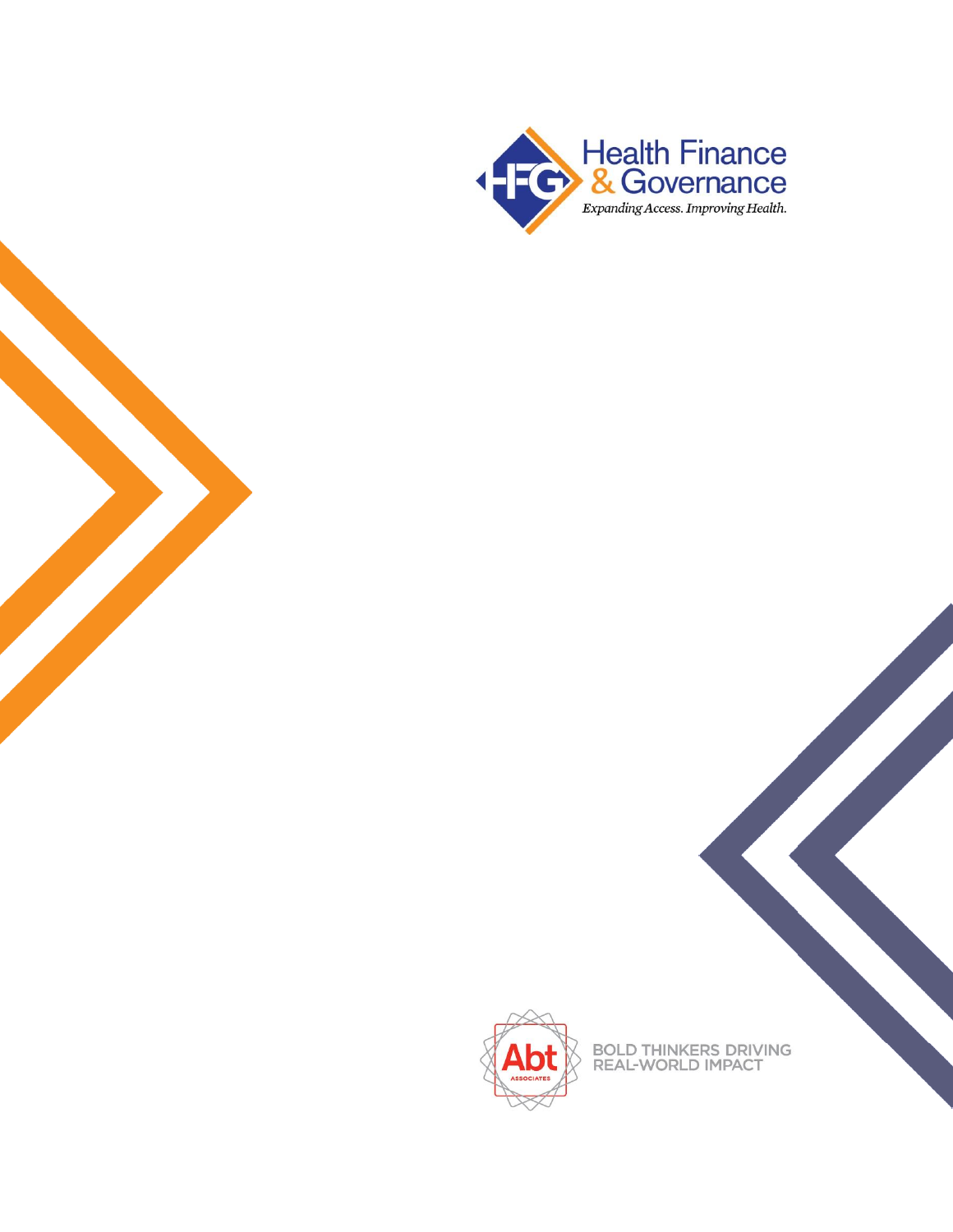Health Finance & Governance

*Expanding Access. Improving Health.*

BOLD THINKERS DRIVING REAL-WORLD IMPACT